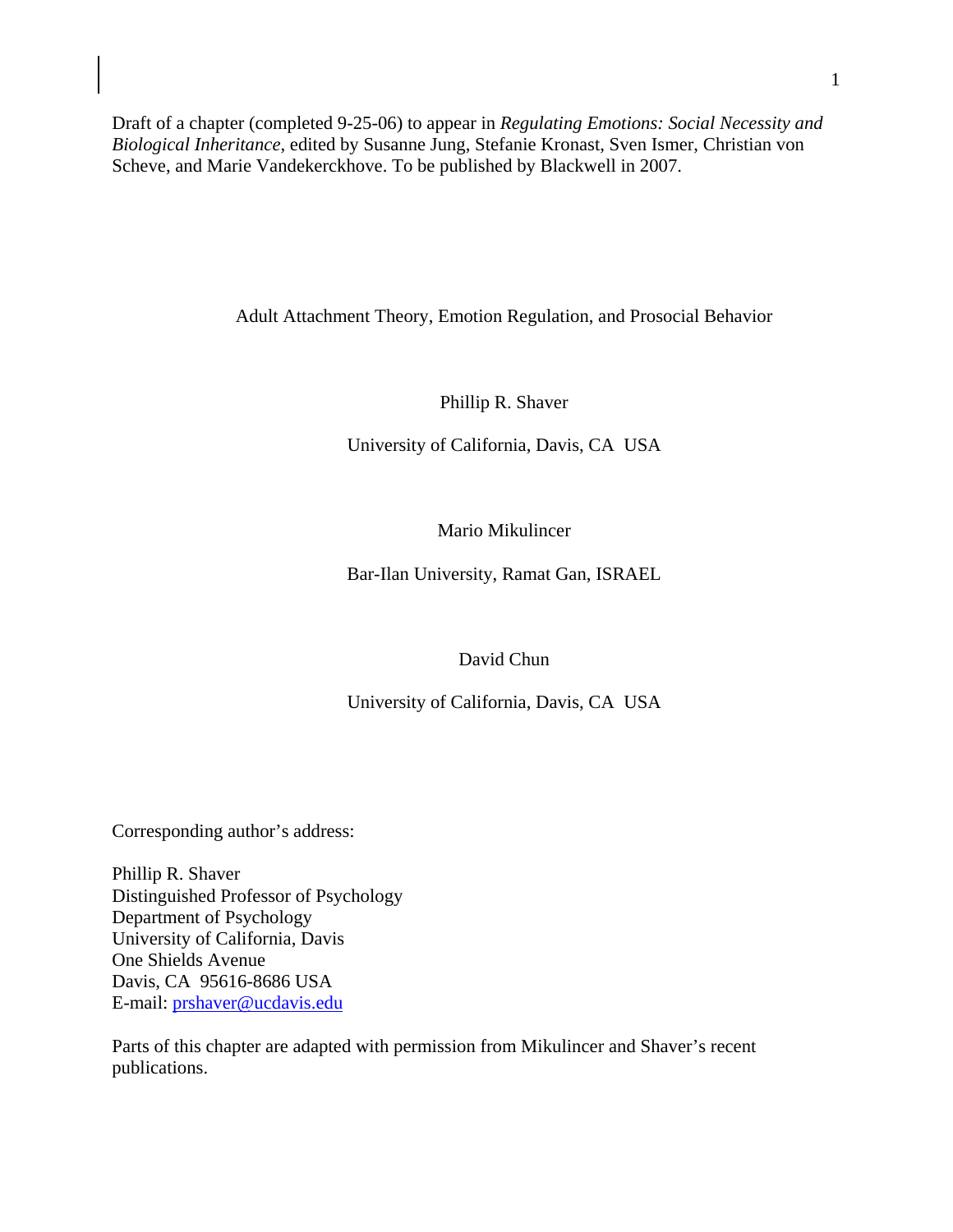Draft of a chapter (completed 9-25-06) to appear in *Regulating Emotions: Social Necessity and Biological Inheritance*, edited by Susanne Jung, Stefanie Kronast, Sven Ismer, Christian von Scheve, and Marie Vandekerckhove. To be published by Blackwell in 2007.

# Adult Attachment Theory, Emotion Regulation, and Prosocial Behavior

Phillip R. Shaver

University of California, Davis, CA USA

Mario Mikulincer

Bar-Ilan University, Ramat Gan, ISRAEL

David Chun

University of California, Davis, CA USA

Corresponding author's address:

Phillip R. Shaver
Distinguished Professor of Psychology
Department of Psychology
University of California, Davis
One Shields Avenue
Davis, CA 95616-8686 USA
E-mail: prshaver@ucdavis.edu

Parts of this chapter are adapted with permission from Mikulincer and Shaver's recent publications.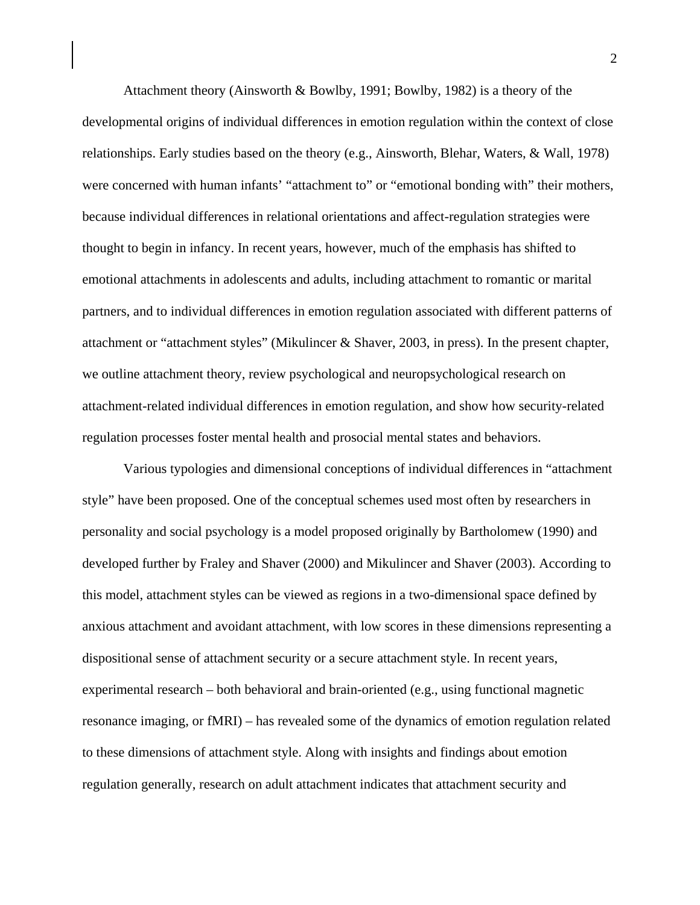Attachment theory (Ainsworth & Bowlby, 1991; Bowlby, 1982) is a theory of the developmental origins of individual differences in emotion regulation within the context of close relationships. Early studies based on the theory (e.g., Ainsworth, Blehar, Waters, & Wall, 1978) were concerned with human infants' "attachment to" or "emotional bonding with" their mothers, because individual differences in relational orientations and affect-regulation strategies were thought to begin in infancy. In recent years, however, much of the emphasis has shifted to emotional attachments in adolescents and adults, including attachment to romantic or marital partners, and to individual differences in emotion regulation associated with different patterns of attachment or "attachment styles" (Mikulincer & Shaver, 2003, in press). In the present chapter, we outline attachment theory, review psychological and neuropsychological research on attachment-related individual differences in emotion regulation, and show how security-related regulation processes foster mental health and prosocial mental states and behaviors.

Various typologies and dimensional conceptions of individual differences in "attachment style" have been proposed. One of the conceptual schemes used most often by researchers in personality and social psychology is a model proposed originally by Bartholomew (1990) and developed further by Fraley and Shaver (2000) and Mikulincer and Shaver (2003). According to this model, attachment styles can be viewed as regions in a two-dimensional space defined by anxious attachment and avoidant attachment, with low scores in these dimensions representing a dispositional sense of attachment security or a secure attachment style. In recent years, experimental research – both behavioral and brain-oriented (e.g., using functional magnetic resonance imaging, or fMRI) – has revealed some of the dynamics of emotion regulation related to these dimensions of attachment style. Along with insights and findings about emotion regulation generally, research on adult attachment indicates that attachment security and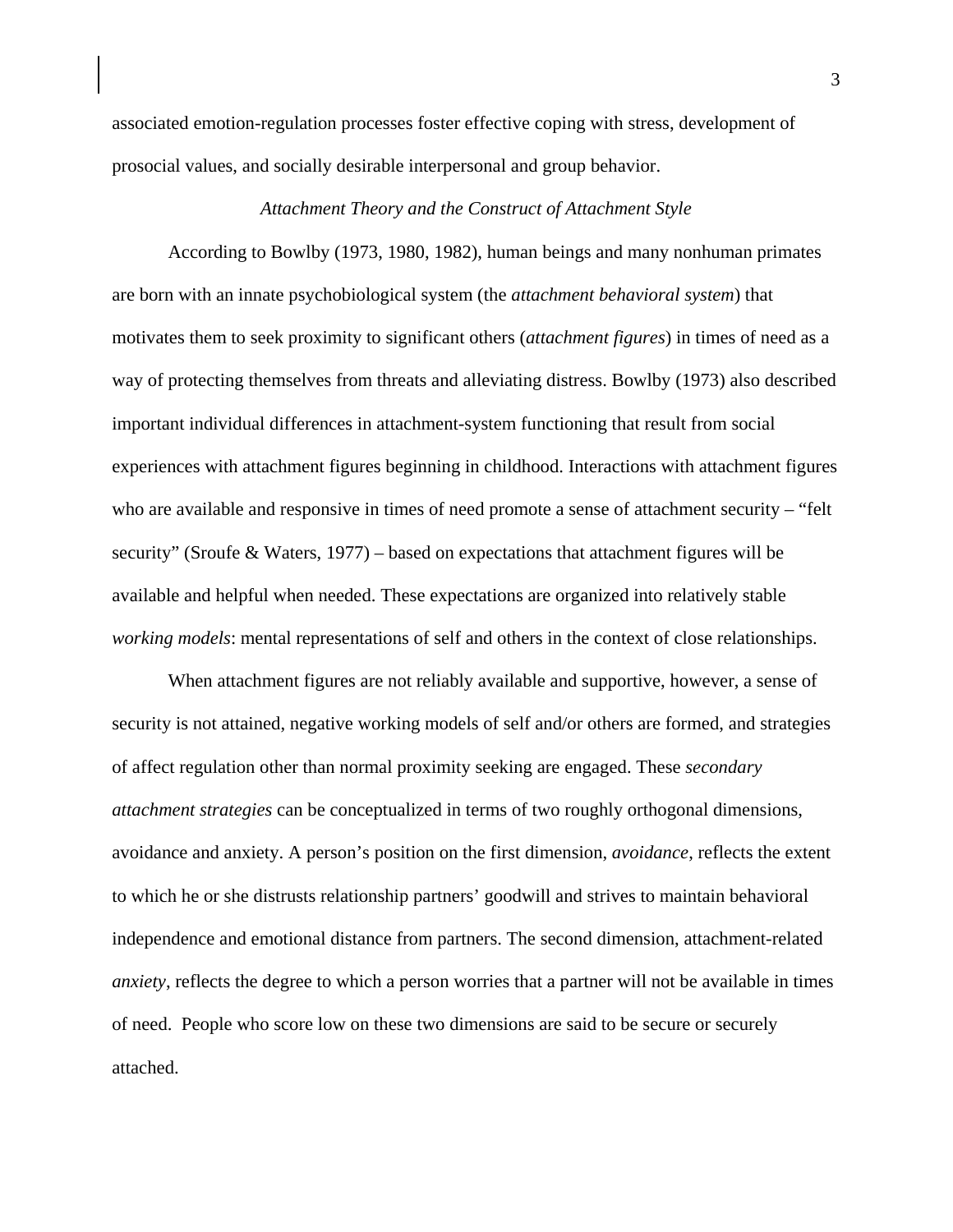associated emotion-regulation processes foster effective coping with stress, development of prosocial values, and socially desirable interpersonal and group behavior.

### *Attachment Theory and the Construct of Attachment Style*

According to Bowlby (1973, 1980, 1982), human beings and many nonhuman primates are born with an innate psychobiological system (the *attachment behavioral system*) that motivates them to seek proximity to significant others (*attachment figures*) in times of need as a way of protecting themselves from threats and alleviating distress. Bowlby (1973) also described important individual differences in attachment-system functioning that result from social experiences with attachment figures beginning in childhood. Interactions with attachment figures who are available and responsive in times of need promote a sense of attachment security – "felt security" (Sroufe & Waters, 1977) – based on expectations that attachment figures will be available and helpful when needed. These expectations are organized into relatively stable *working models*: mental representations of self and others in the context of close relationships.

When attachment figures are not reliably available and supportive, however, a sense of security is not attained, negative working models of self and/or others are formed, and strategies of affect regulation other than normal proximity seeking are engaged. These *secondary attachment strategies* can be conceptualized in terms of two roughly orthogonal dimensions, avoidance and anxiety. A person's position on the first dimension, *avoidance*, reflects the extent to which he or she distrusts relationship partners' goodwill and strives to maintain behavioral independence and emotional distance from partners. The second dimension, attachment-related *anxiety*, reflects the degree to which a person worries that a partner will not be available in times of need. People who score low on these two dimensions are said to be secure or securely attached.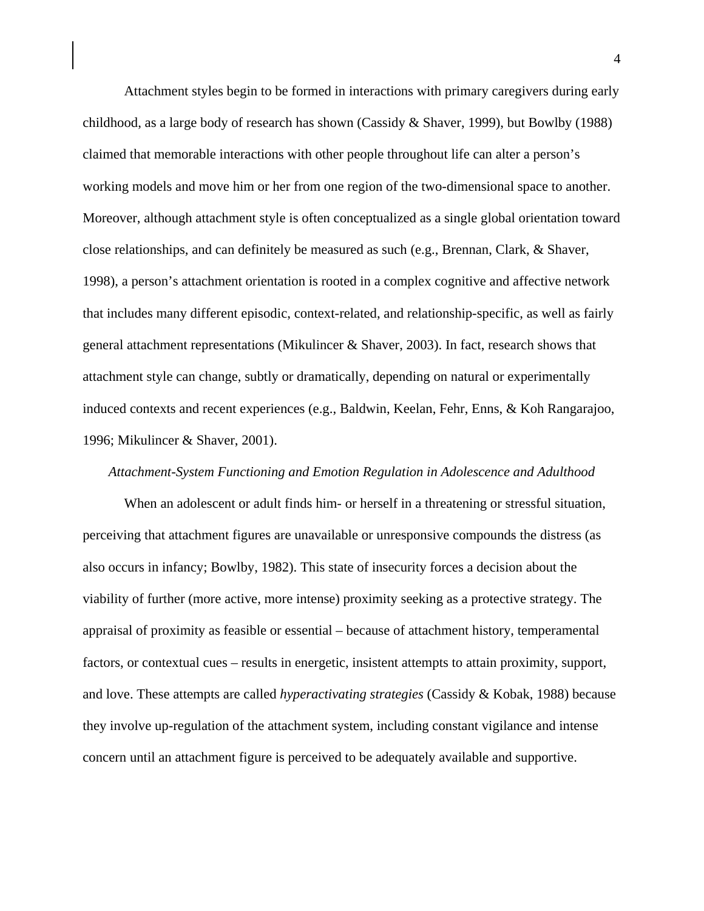Attachment styles begin to be formed in interactions with primary caregivers during early childhood, as a large body of research has shown (Cassidy & Shaver, 1999), but Bowlby (1988) claimed that memorable interactions with other people throughout life can alter a person's working models and move him or her from one region of the two-dimensional space to another. Moreover, although attachment style is often conceptualized as a single global orientation toward close relationships, and can definitely be measured as such (e.g., Brennan, Clark, & Shaver, 1998), a person's attachment orientation is rooted in a complex cognitive and affective network that includes many different episodic, context-related, and relationship-specific, as well as fairly general attachment representations (Mikulincer & Shaver, 2003). In fact, research shows that attachment style can change, subtly or dramatically, depending on natural or experimentally induced contexts and recent experiences (e.g., Baldwin, Keelan, Fehr, Enns, & Koh Rangarajoo, 1996; Mikulincer & Shaver, 2001).

### *Attachment-System Functioning and Emotion Regulation in Adolescence and Adulthood*

When an adolescent or adult finds him- or herself in a threatening or stressful situation, perceiving that attachment figures are unavailable or unresponsive compounds the distress (as also occurs in infancy; Bowlby, 1982). This state of insecurity forces a decision about the viability of further (more active, more intense) proximity seeking as a protective strategy. The appraisal of proximity as feasible or essential – because of attachment history, temperamental factors, or contextual cues – results in energetic, insistent attempts to attain proximity, support, and love. These attempts are called *hyperactivating strategies* (Cassidy & Kobak, 1988) because they involve up-regulation of the attachment system, including constant vigilance and intense concern until an attachment figure is perceived to be adequately available and supportive.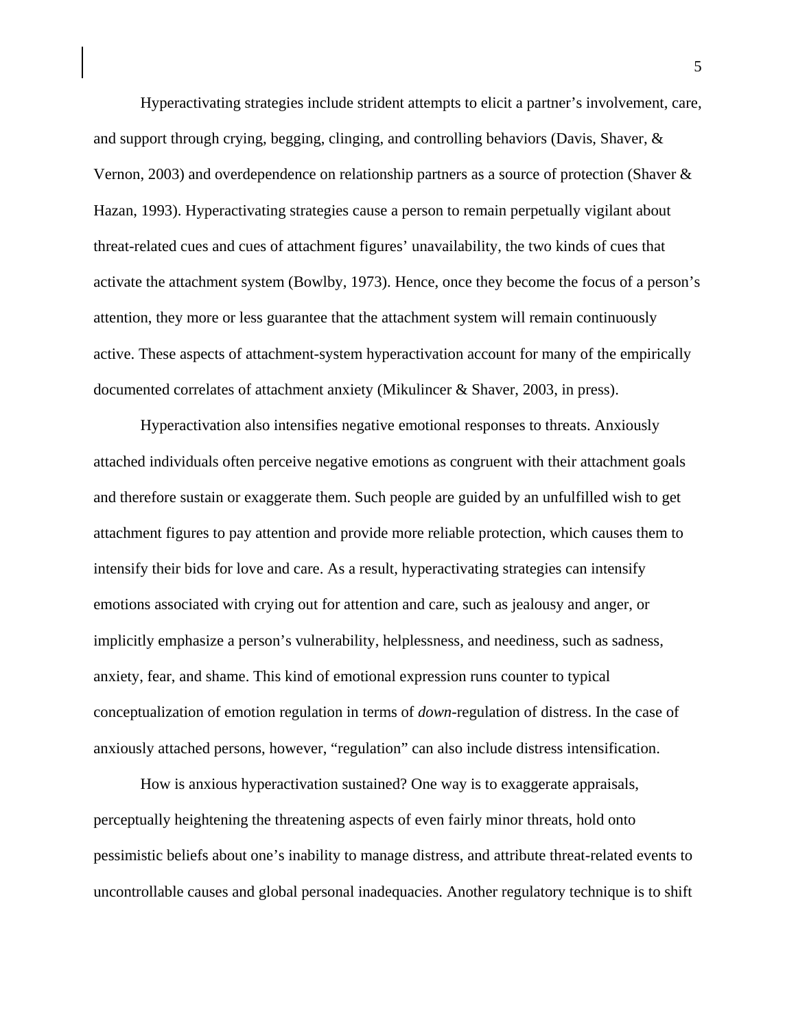Hyperactivating strategies include strident attempts to elicit a partner's involvement, care, and support through crying, begging, clinging, and controlling behaviors (Davis, Shaver, & Vernon, 2003) and overdependence on relationship partners as a source of protection (Shaver & Hazan, 1993). Hyperactivating strategies cause a person to remain perpetually vigilant about threat-related cues and cues of attachment figures' unavailability, the two kinds of cues that activate the attachment system (Bowlby, 1973). Hence, once they become the focus of a person's attention, they more or less guarantee that the attachment system will remain continuously active. These aspects of attachment-system hyperactivation account for many of the empirically documented correlates of attachment anxiety (Mikulincer & Shaver, 2003, in press).

Hyperactivation also intensifies negative emotional responses to threats. Anxiously attached individuals often perceive negative emotions as congruent with their attachment goals and therefore sustain or exaggerate them. Such people are guided by an unfulfilled wish to get attachment figures to pay attention and provide more reliable protection, which causes them to intensify their bids for love and care. As a result, hyperactivating strategies can intensify emotions associated with crying out for attention and care, such as jealousy and anger, or implicitly emphasize a person's vulnerability, helplessness, and neediness, such as sadness, anxiety, fear, and shame. This kind of emotional expression runs counter to typical conceptualization of emotion regulation in terms of *down*-regulation of distress. In the case of anxiously attached persons, however, "regulation" can also include distress intensification.

How is anxious hyperactivation sustained? One way is to exaggerate appraisals, perceptually heightening the threatening aspects of even fairly minor threats, hold onto pessimistic beliefs about one's inability to manage distress, and attribute threat-related events to uncontrollable causes and global personal inadequacies. Another regulatory technique is to shift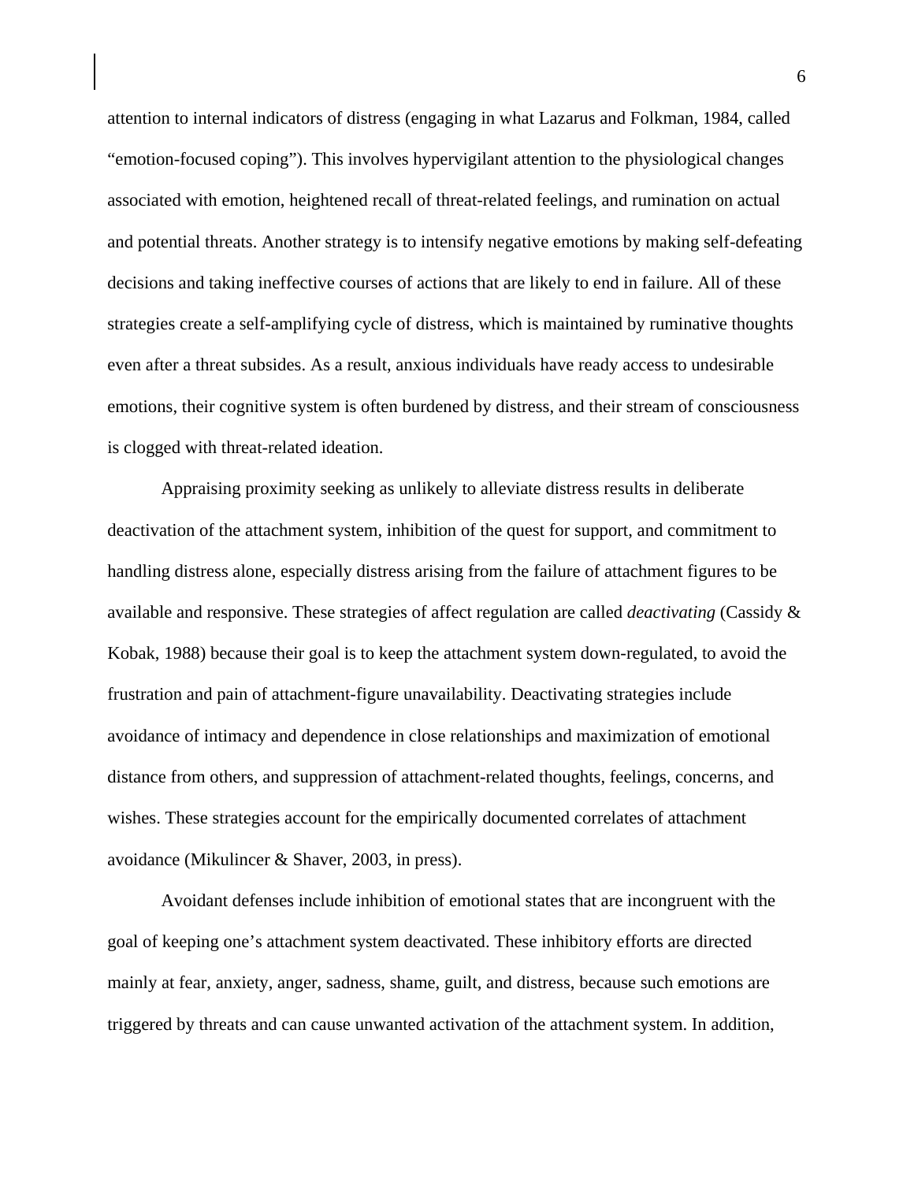attention to internal indicators of distress (engaging in what Lazarus and Folkman, 1984, called "emotion-focused coping"). This involves hypervigilant attention to the physiological changes associated with emotion, heightened recall of threat-related feelings, and rumination on actual and potential threats. Another strategy is to intensify negative emotions by making self-defeating decisions and taking ineffective courses of actions that are likely to end in failure. All of these strategies create a self-amplifying cycle of distress, which is maintained by ruminative thoughts even after a threat subsides. As a result, anxious individuals have ready access to undesirable emotions, their cognitive system is often burdened by distress, and their stream of consciousness is clogged with threat-related ideation.

Appraising proximity seeking as unlikely to alleviate distress results in deliberate deactivation of the attachment system, inhibition of the quest for support, and commitment to handling distress alone, especially distress arising from the failure of attachment figures to be available and responsive. These strategies of affect regulation are called *deactivating* (Cassidy & Kobak, 1988) because their goal is to keep the attachment system down-regulated, to avoid the frustration and pain of attachment-figure unavailability. Deactivating strategies include avoidance of intimacy and dependence in close relationships and maximization of emotional distance from others, and suppression of attachment-related thoughts, feelings, concerns, and wishes. These strategies account for the empirically documented correlates of attachment avoidance (Mikulincer & Shaver, 2003, in press).

Avoidant defenses include inhibition of emotional states that are incongruent with the goal of keeping one's attachment system deactivated. These inhibitory efforts are directed mainly at fear, anxiety, anger, sadness, shame, guilt, and distress, because such emotions are triggered by threats and can cause unwanted activation of the attachment system. In addition,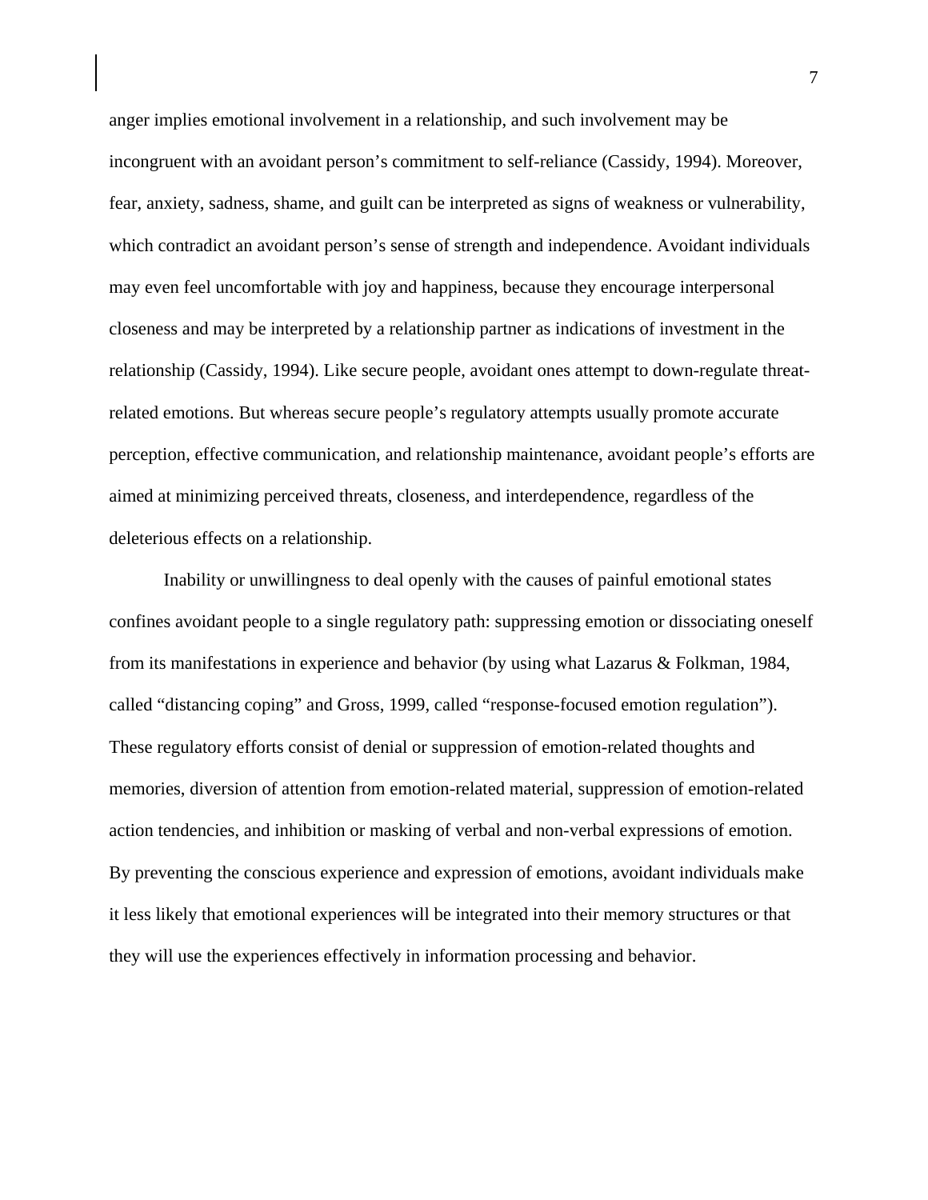anger implies emotional involvement in a relationship, and such involvement may be incongruent with an avoidant person's commitment to self-reliance (Cassidy, 1994). Moreover, fear, anxiety, sadness, shame, and guilt can be interpreted as signs of weakness or vulnerability, which contradict an avoidant person's sense of strength and independence. Avoidant individuals may even feel uncomfortable with joy and happiness, because they encourage interpersonal closeness and may be interpreted by a relationship partner as indications of investment in the relationship (Cassidy, 1994). Like secure people, avoidant ones attempt to down-regulate threat-related emotions. But whereas secure people's regulatory attempts usually promote accurate perception, effective communication, and relationship maintenance, avoidant people's efforts are aimed at minimizing perceived threats, closeness, and interdependence, regardless of the deleterious effects on a relationship.

Inability or unwillingness to deal openly with the causes of painful emotional states confines avoidant people to a single regulatory path: suppressing emotion or dissociating oneself from its manifestations in experience and behavior (by using what Lazarus & Folkman, 1984, called "distancing coping" and Gross, 1999, called "response-focused emotion regulation"). These regulatory efforts consist of denial or suppression of emotion-related thoughts and memories, diversion of attention from emotion-related material, suppression of emotion-related action tendencies, and inhibition or masking of verbal and non-verbal expressions of emotion. By preventing the conscious experience and expression of emotions, avoidant individuals make it less likely that emotional experiences will be integrated into their memory structures or that they will use the experiences effectively in information processing and behavior.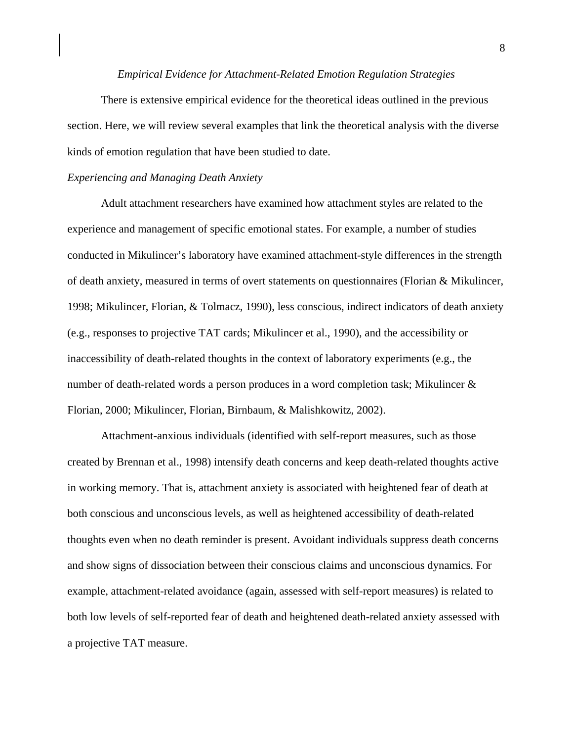*Empirical Evidence for Attachment-Related Emotion Regulation Strategies*

There is extensive empirical evidence for the theoretical ideas outlined in the previous section. Here, we will review several examples that link the theoretical analysis with the diverse kinds of emotion regulation that have been studied to date.

*Experiencing and Managing Death Anxiety*

Adult attachment researchers have examined how attachment styles are related to the experience and management of specific emotional states. For example, a number of studies conducted in Mikulincer's laboratory have examined attachment-style differences in the strength of death anxiety, measured in terms of overt statements on questionnaires (Florian & Mikulincer, 1998; Mikulincer, Florian, & Tolmacz, 1990), less conscious, indirect indicators of death anxiety (e.g., responses to projective TAT cards; Mikulincer et al., 1990), and the accessibility or inaccessibility of death-related thoughts in the context of laboratory experiments (e.g., the number of death-related words a person produces in a word completion task; Mikulincer & Florian, 2000; Mikulincer, Florian, Birnbaum, & Malishkowitz, 2002).

Attachment-anxious individuals (identified with self-report measures, such as those created by Brennan et al., 1998) intensify death concerns and keep death-related thoughts active in working memory. That is, attachment anxiety is associated with heightened fear of death at both conscious and unconscious levels, as well as heightened accessibility of death-related thoughts even when no death reminder is present. Avoidant individuals suppress death concerns and show signs of dissociation between their conscious claims and unconscious dynamics. For example, attachment-related avoidance (again, assessed with self-report measures) is related to both low levels of self-reported fear of death and heightened death-related anxiety assessed with a projective TAT measure.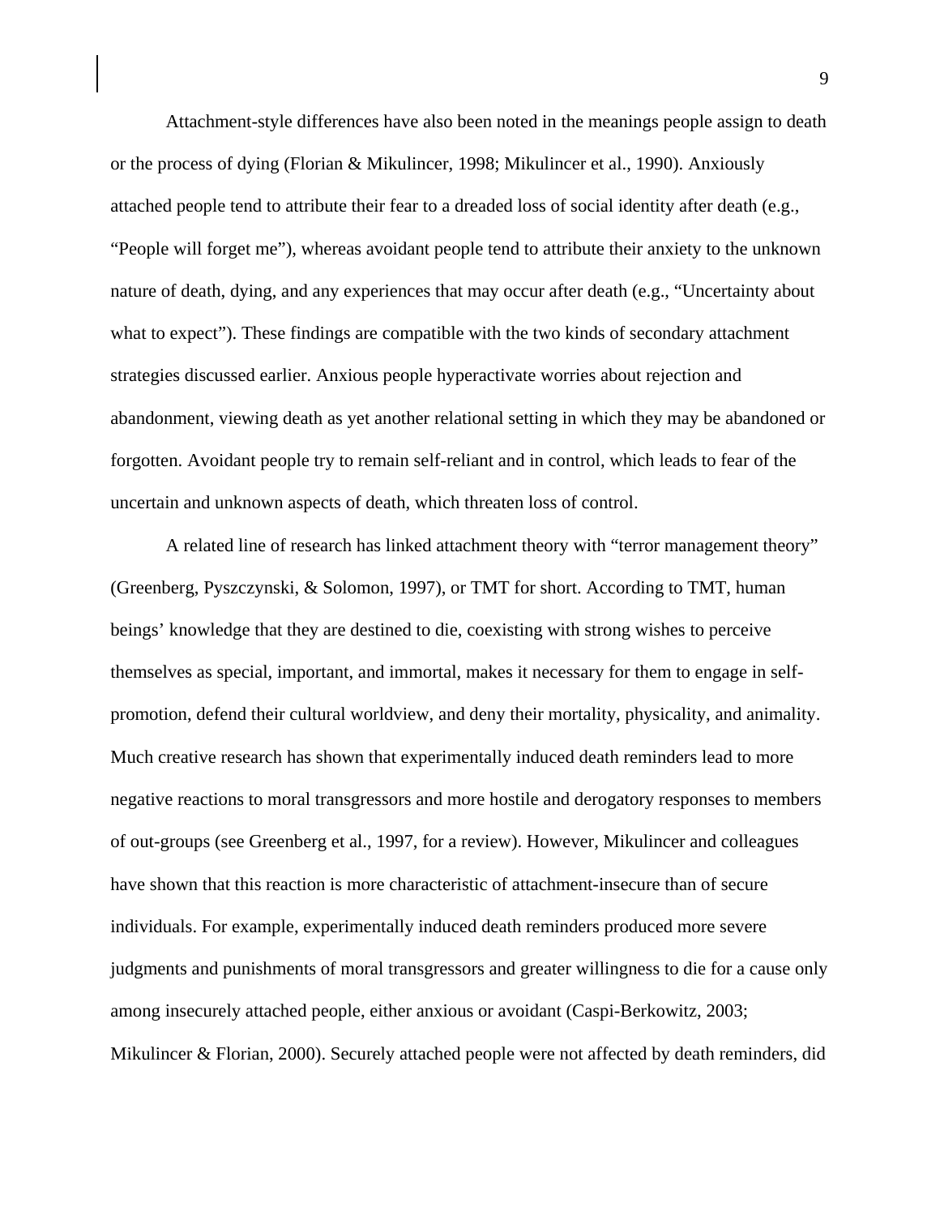Attachment-style differences have also been noted in the meanings people assign to death or the process of dying (Florian & Mikulincer, 1998; Mikulincer et al., 1990). Anxiously attached people tend to attribute their fear to a dreaded loss of social identity after death (e.g., "People will forget me"), whereas avoidant people tend to attribute their anxiety to the unknown nature of death, dying, and any experiences that may occur after death (e.g., "Uncertainty about what to expect"). These findings are compatible with the two kinds of secondary attachment strategies discussed earlier. Anxious people hyperactivate worries about rejection and abandonment, viewing death as yet another relational setting in which they may be abandoned or forgotten. Avoidant people try to remain self-reliant and in control, which leads to fear of the uncertain and unknown aspects of death, which threaten loss of control.

A related line of research has linked attachment theory with "terror management theory" (Greenberg, Pyszczynski, & Solomon, 1997), or TMT for short. According to TMT, human beings' knowledge that they are destined to die, coexisting with strong wishes to perceive themselves as special, important, and immortal, makes it necessary for them to engage in self-promotion, defend their cultural worldview, and deny their mortality, physicality, and animality. Much creative research has shown that experimentally induced death reminders lead to more negative reactions to moral transgressors and more hostile and derogatory responses to members of out-groups (see Greenberg et al., 1997, for a review). However, Mikulincer and colleagues have shown that this reaction is more characteristic of attachment-insecure than of secure individuals. For example, experimentally induced death reminders produced more severe judgments and punishments of moral transgressors and greater willingness to die for a cause only among insecurely attached people, either anxious or avoidant (Caspi-Berkowitz, 2003; Mikulincer & Florian, 2000). Securely attached people were not affected by death reminders, did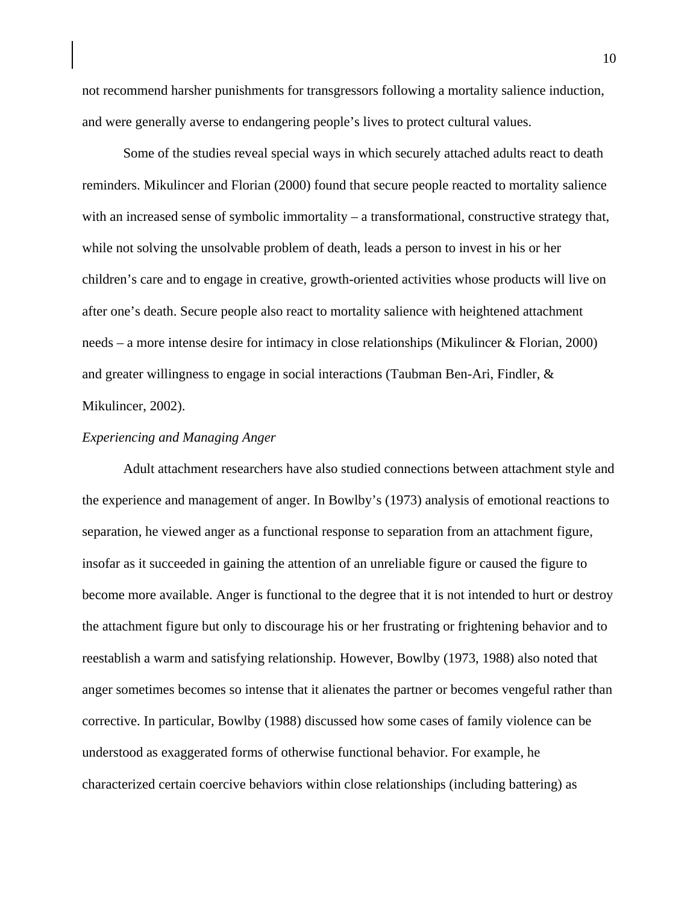not recommend harsher punishments for transgressors following a mortality salience induction, and were generally averse to endangering people's lives to protect cultural values.

Some of the studies reveal special ways in which securely attached adults react to death reminders. Mikulincer and Florian (2000) found that secure people reacted to mortality salience with an increased sense of symbolic immortality – a transformational, constructive strategy that, while not solving the unsolvable problem of death, leads a person to invest in his or her children's care and to engage in creative, growth-oriented activities whose products will live on after one's death. Secure people also react to mortality salience with heightened attachment needs – a more intense desire for intimacy in close relationships (Mikulincer & Florian, 2000) and greater willingness to engage in social interactions (Taubman Ben-Ari, Findler, & Mikulincer, 2002).

### *Experiencing and Managing Anger*

Adult attachment researchers have also studied connections between attachment style and the experience and management of anger. In Bowlby's (1973) analysis of emotional reactions to separation, he viewed anger as a functional response to separation from an attachment figure, insofar as it succeeded in gaining the attention of an unreliable figure or caused the figure to become more available. Anger is functional to the degree that it is not intended to hurt or destroy the attachment figure but only to discourage his or her frustrating or frightening behavior and to reestablish a warm and satisfying relationship. However, Bowlby (1973, 1988) also noted that anger sometimes becomes so intense that it alienates the partner or becomes vengeful rather than corrective. In particular, Bowlby (1988) discussed how some cases of family violence can be understood as exaggerated forms of otherwise functional behavior. For example, he characterized certain coercive behaviors within close relationships (including battering) as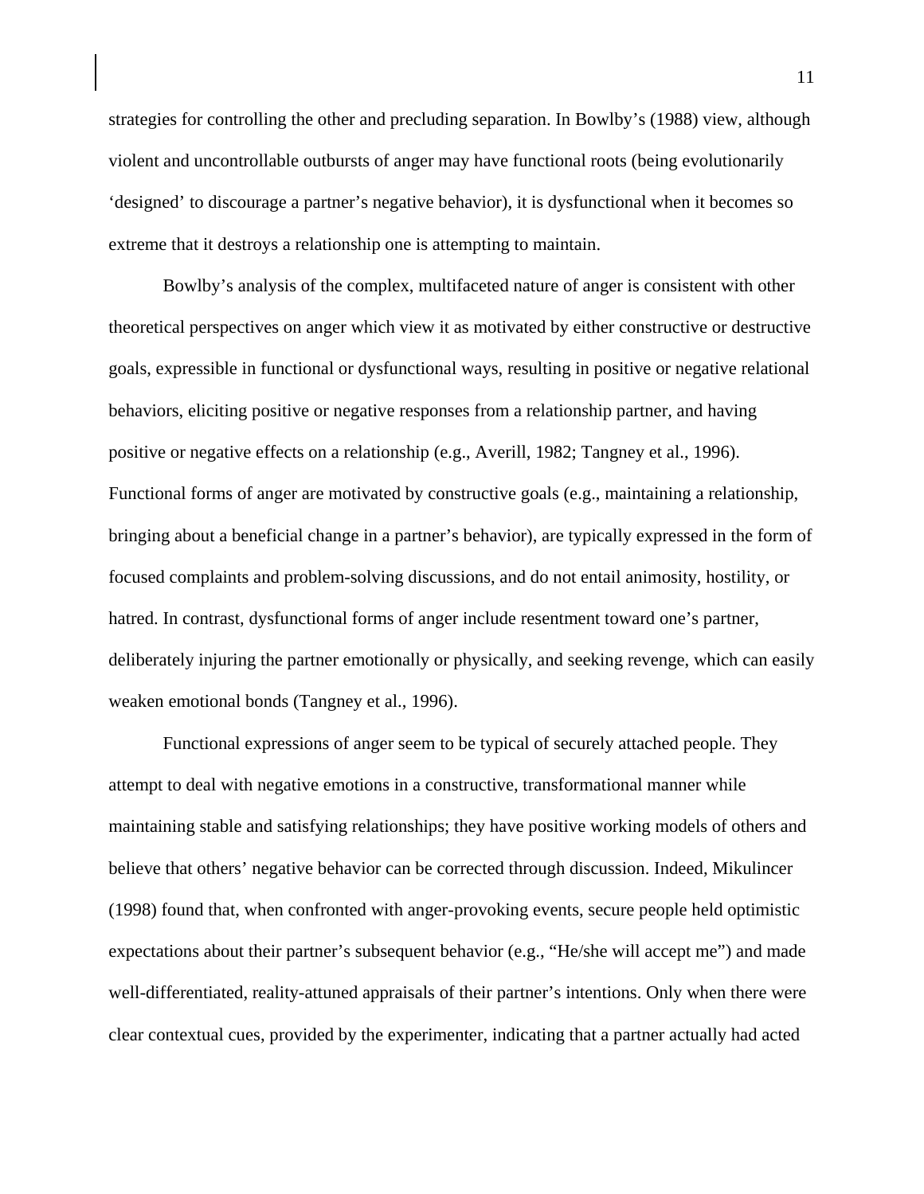strategies for controlling the other and precluding separation. In Bowlby's (1988) view, although violent and uncontrollable outbursts of anger may have functional roots (being evolutionarily 'designed' to discourage a partner's negative behavior), it is dysfunctional when it becomes so extreme that it destroys a relationship one is attempting to maintain.

Bowlby's analysis of the complex, multifaceted nature of anger is consistent with other theoretical perspectives on anger which view it as motivated by either constructive or destructive goals, expressible in functional or dysfunctional ways, resulting in positive or negative relational behaviors, eliciting positive or negative responses from a relationship partner, and having positive or negative effects on a relationship (e.g., Averill, 1982; Tangney et al., 1996). Functional forms of anger are motivated by constructive goals (e.g., maintaining a relationship, bringing about a beneficial change in a partner's behavior), are typically expressed in the form of focused complaints and problem-solving discussions, and do not entail animosity, hostility, or hatred. In contrast, dysfunctional forms of anger include resentment toward one's partner, deliberately injuring the partner emotionally or physically, and seeking revenge, which can easily weaken emotional bonds (Tangney et al., 1996).

Functional expressions of anger seem to be typical of securely attached people. They attempt to deal with negative emotions in a constructive, transformational manner while maintaining stable and satisfying relationships; they have positive working models of others and believe that others' negative behavior can be corrected through discussion. Indeed, Mikulincer (1998) found that, when confronted with anger-provoking events, secure people held optimistic expectations about their partner's subsequent behavior (e.g., "He/she will accept me") and made well-differentiated, reality-attuned appraisals of their partner's intentions. Only when there were clear contextual cues, provided by the experimenter, indicating that a partner actually had acted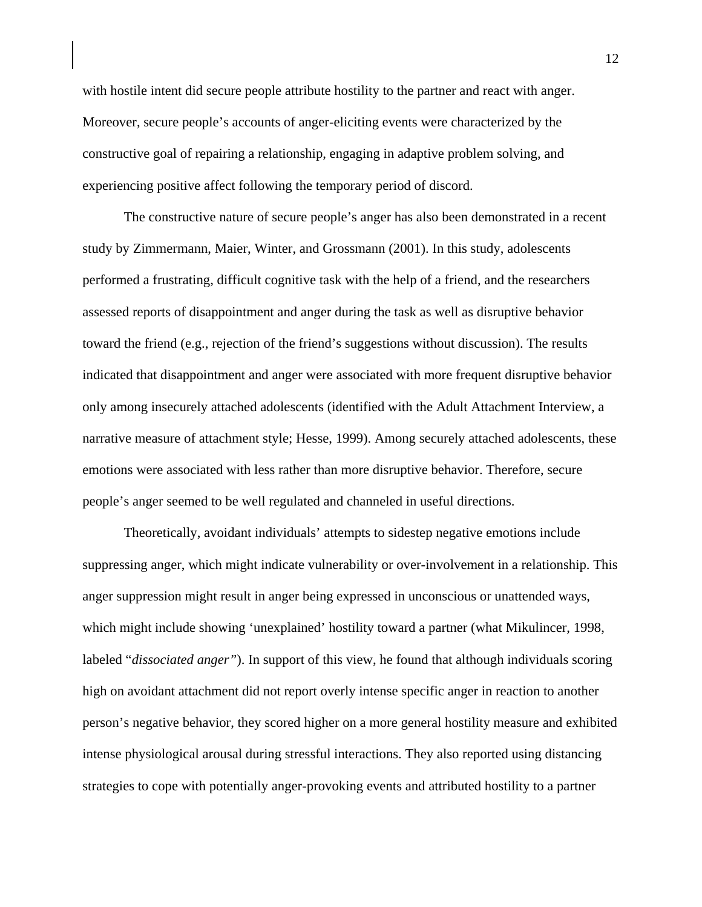with hostile intent did secure people attribute hostility to the partner and react with anger. Moreover, secure people's accounts of anger-eliciting events were characterized by the constructive goal of repairing a relationship, engaging in adaptive problem solving, and experiencing positive affect following the temporary period of discord.

The constructive nature of secure people's anger has also been demonstrated in a recent study by Zimmermann, Maier, Winter, and Grossmann (2001). In this study, adolescents performed a frustrating, difficult cognitive task with the help of a friend, and the researchers assessed reports of disappointment and anger during the task as well as disruptive behavior toward the friend (e.g., rejection of the friend's suggestions without discussion). The results indicated that disappointment and anger were associated with more frequent disruptive behavior only among insecurely attached adolescents (identified with the Adult Attachment Interview, a narrative measure of attachment style; Hesse, 1999). Among securely attached adolescents, these emotions were associated with less rather than more disruptive behavior. Therefore, secure people's anger seemed to be well regulated and channeled in useful directions.

Theoretically, avoidant individuals' attempts to sidestep negative emotions include suppressing anger, which might indicate vulnerability or over-involvement in a relationship. This anger suppression might result in anger being expressed in unconscious or unattended ways, which might include showing 'unexplained' hostility toward a partner (what Mikulincer, 1998, labeled "*dissociated anger*"). In support of this view, he found that although individuals scoring high on avoidant attachment did not report overly intense specific anger in reaction to another person's negative behavior, they scored higher on a more general hostility measure and exhibited intense physiological arousal during stressful interactions. They also reported using distancing strategies to cope with potentially anger-provoking events and attributed hostility to a partner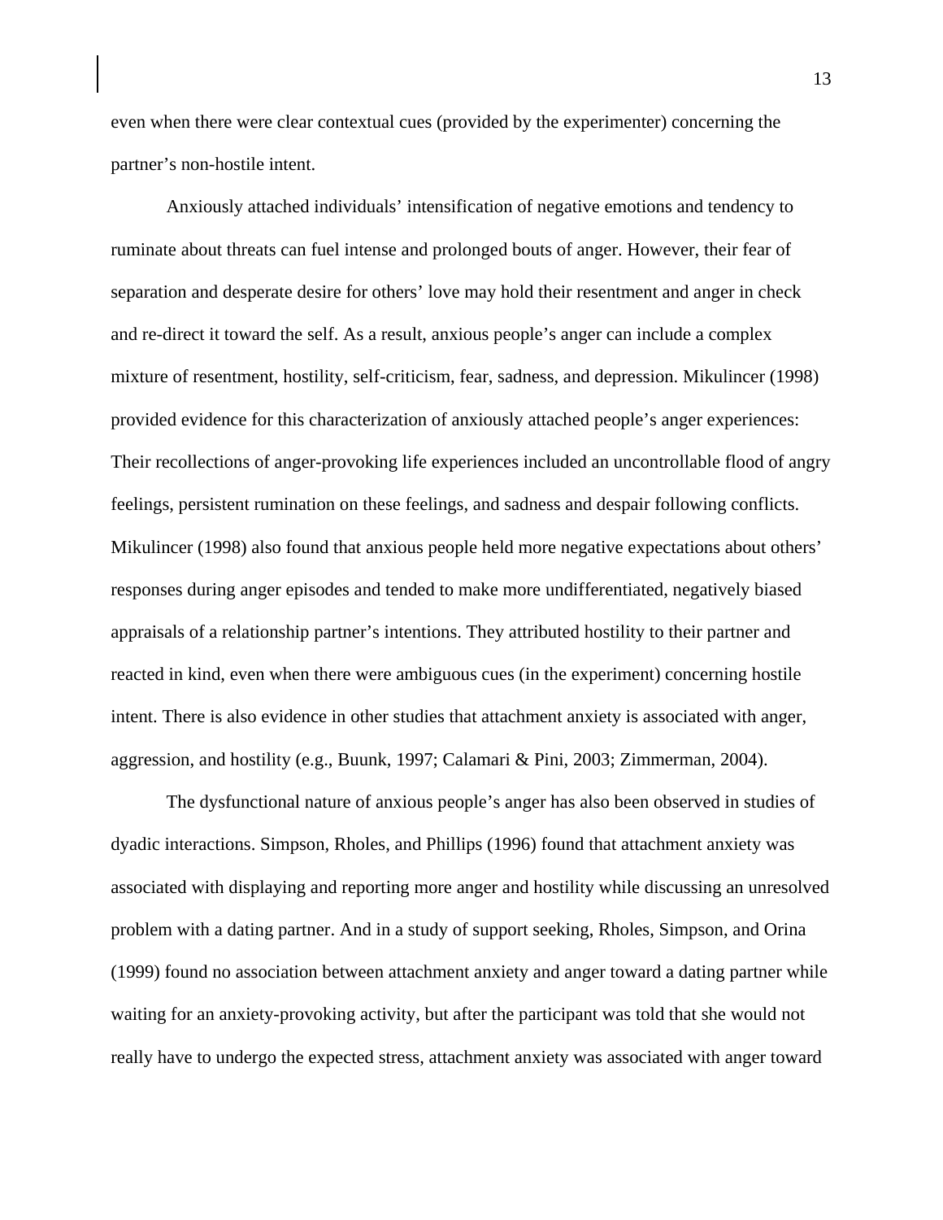even when there were clear contextual cues (provided by the experimenter) concerning the partner's non-hostile intent.

Anxiously attached individuals' intensification of negative emotions and tendency to ruminate about threats can fuel intense and prolonged bouts of anger. However, their fear of separation and desperate desire for others' love may hold their resentment and anger in check and re-direct it toward the self. As a result, anxious people's anger can include a complex mixture of resentment, hostility, self-criticism, fear, sadness, and depression. Mikulincer (1998) provided evidence for this characterization of anxiously attached people's anger experiences: Their recollections of anger-provoking life experiences included an uncontrollable flood of angry feelings, persistent rumination on these feelings, and sadness and despair following conflicts. Mikulincer (1998) also found that anxious people held more negative expectations about others' responses during anger episodes and tended to make more undifferentiated, negatively biased appraisals of a relationship partner's intentions. They attributed hostility to their partner and reacted in kind, even when there were ambiguous cues (in the experiment) concerning hostile intent. There is also evidence in other studies that attachment anxiety is associated with anger, aggression, and hostility (e.g., Buunk, 1997; Calamari & Pini, 2003; Zimmerman, 2004).

The dysfunctional nature of anxious people's anger has also been observed in studies of dyadic interactions. Simpson, Rholes, and Phillips (1996) found that attachment anxiety was associated with displaying and reporting more anger and hostility while discussing an unresolved problem with a dating partner. And in a study of support seeking, Rholes, Simpson, and Orina (1999) found no association between attachment anxiety and anger toward a dating partner while waiting for an anxiety-provoking activity, but after the participant was told that she would not really have to undergo the expected stress, attachment anxiety was associated with anger toward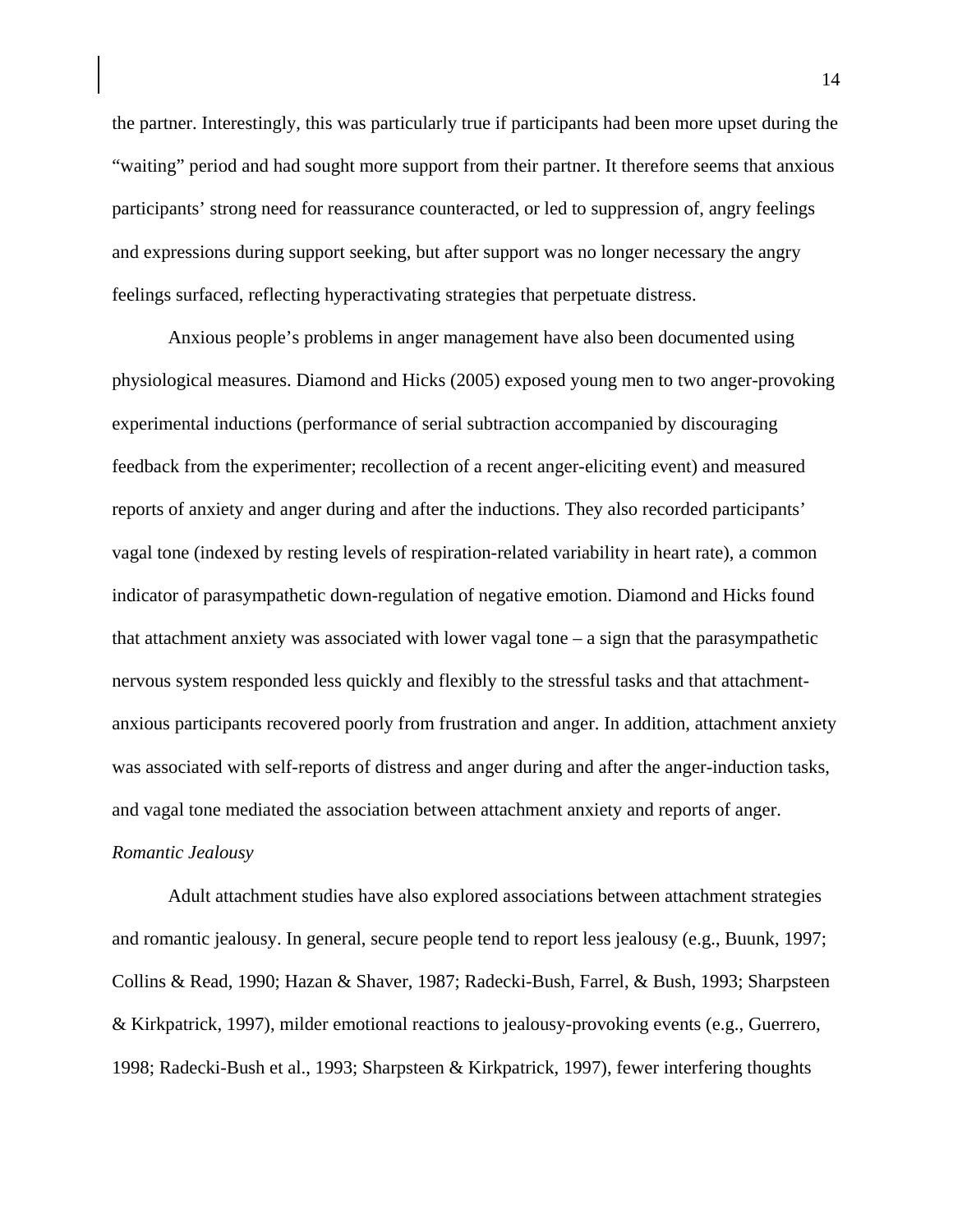the partner. Interestingly, this was particularly true if participants had been more upset during the “waiting” period and had sought more support from their partner. It therefore seems that anxious participants’ strong need for reassurance counteracted, or led to suppression of, angry feelings and expressions during support seeking, but after support was no longer necessary the angry feelings surfaced, reflecting hyperactivating strategies that perpetuate distress.

Anxious people’s problems in anger management have also been documented using physiological measures. Diamond and Hicks (2005) exposed young men to two anger-provoking experimental inductions (performance of serial subtraction accompanied by discouraging feedback from the experimenter; recollection of a recent anger-eliciting event) and measured reports of anxiety and anger during and after the inductions. They also recorded participants’ vagal tone (indexed by resting levels of respiration-related variability in heart rate), a common indicator of parasympathetic down-regulation of negative emotion. Diamond and Hicks found that attachment anxiety was associated with lower vagal tone – a sign that the parasympathetic nervous system responded less quickly and flexibly to the stressful tasks and that attachment-anxious participants recovered poorly from frustration and anger. In addition, attachment anxiety was associated with self-reports of distress and anger during and after the anger-induction tasks, and vagal tone mediated the association between attachment anxiety and reports of anger.

*Romantic Jealousy*

Adult attachment studies have also explored associations between attachment strategies and romantic jealousy. In general, secure people tend to report less jealousy (e.g., Buunk, 1997; Collins & Read, 1990; Hazan & Shaver, 1987; Radecki-Bush, Farrel, & Bush, 1993; Sharpsteen & Kirkpatrick, 1997), milder emotional reactions to jealousy-provoking events (e.g., Guerrero, 1998; Radecki-Bush et al., 1993; Sharpsteen & Kirkpatrick, 1997), fewer interfering thoughts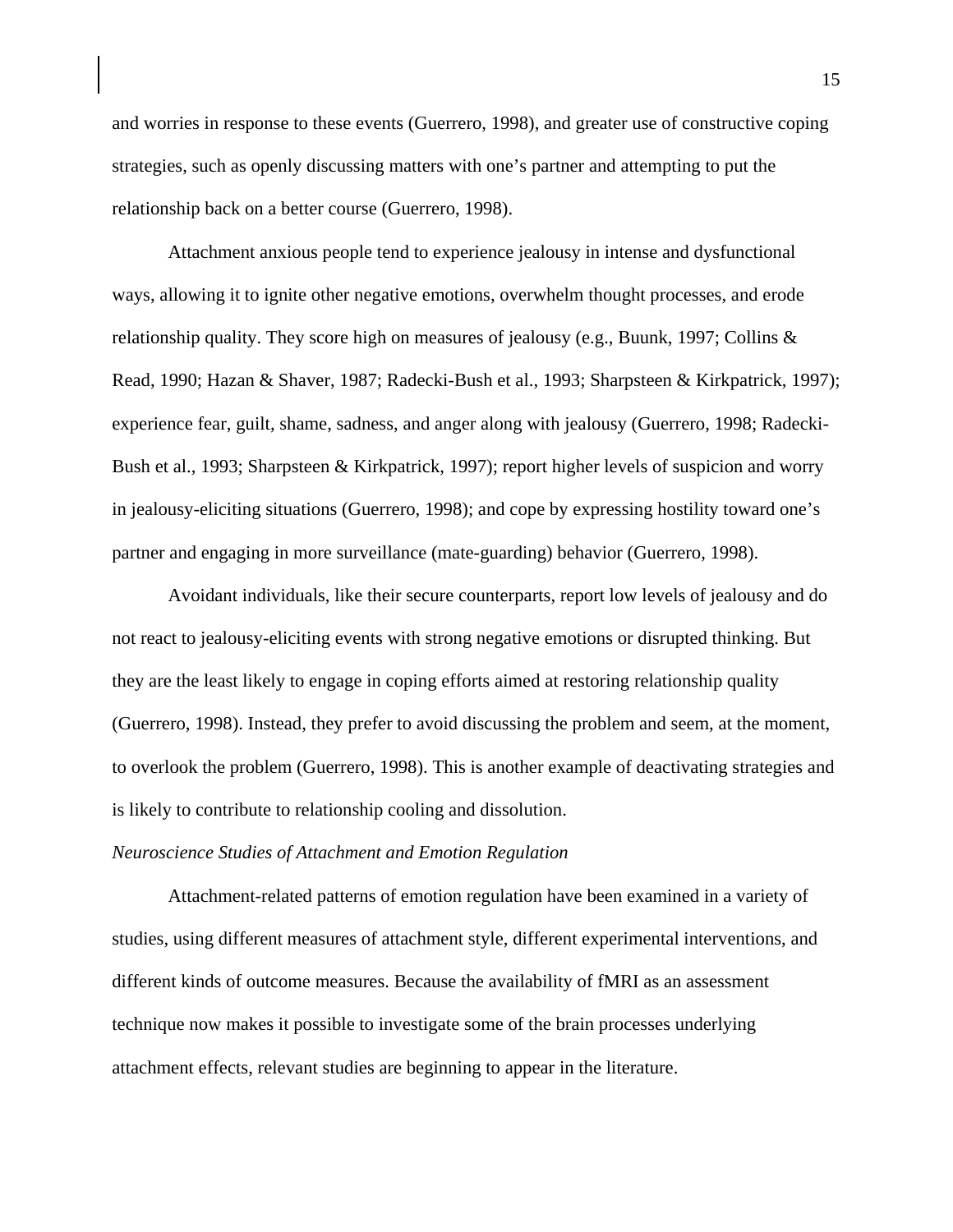and worries in response to these events (Guerrero, 1998), and greater use of constructive coping strategies, such as openly discussing matters with one's partner and attempting to put the relationship back on a better course (Guerrero, 1998).

Attachment anxious people tend to experience jealousy in intense and dysfunctional ways, allowing it to ignite other negative emotions, overwhelm thought processes, and erode relationship quality. They score high on measures of jealousy (e.g., Buunk, 1997; Collins & Read, 1990; Hazan & Shaver, 1987; Radecki-Bush et al., 1993; Sharpsteen & Kirkpatrick, 1997); experience fear, guilt, shame, sadness, and anger along with jealousy (Guerrero, 1998; Radecki-Bush et al., 1993; Sharpsteen & Kirkpatrick, 1997); report higher levels of suspicion and worry in jealousy-eliciting situations (Guerrero, 1998); and cope by expressing hostility toward one's partner and engaging in more surveillance (mate-guarding) behavior (Guerrero, 1998).

Avoidant individuals, like their secure counterparts, report low levels of jealousy and do not react to jealousy-eliciting events with strong negative emotions or disrupted thinking. But they are the least likely to engage in coping efforts aimed at restoring relationship quality (Guerrero, 1998). Instead, they prefer to avoid discussing the problem and seem, at the moment, to overlook the problem (Guerrero, 1998). This is another example of deactivating strategies and is likely to contribute to relationship cooling and dissolution.

*Neuroscience Studies of Attachment and Emotion Regulation*

Attachment-related patterns of emotion regulation have been examined in a variety of studies, using different measures of attachment style, different experimental interventions, and different kinds of outcome measures. Because the availability of fMRI as an assessment technique now makes it possible to investigate some of the brain processes underlying attachment effects, relevant studies are beginning to appear in the literature.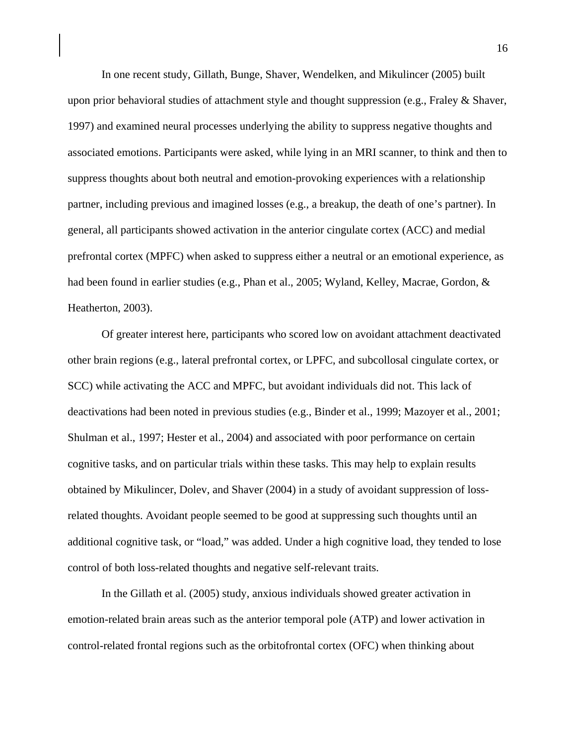In one recent study, Gillath, Bunge, Shaver, Wendelken, and Mikulincer (2005) built upon prior behavioral studies of attachment style and thought suppression (e.g., Fraley & Shaver, 1997) and examined neural processes underlying the ability to suppress negative thoughts and associated emotions. Participants were asked, while lying in an MRI scanner, to think and then to suppress thoughts about both neutral and emotion-provoking experiences with a relationship partner, including previous and imagined losses (e.g., a breakup, the death of one's partner). In general, all participants showed activation in the anterior cingulate cortex (ACC) and medial prefrontal cortex (MPFC) when asked to suppress either a neutral or an emotional experience, as had been found in earlier studies (e.g., Phan et al., 2005; Wyland, Kelley, Macrae, Gordon, & Heatherton, 2003).

Of greater interest here, participants who scored low on avoidant attachment deactivated other brain regions (e.g., lateral prefrontal cortex, or LPFC, and subcollosal cingulate cortex, or SCC) while activating the ACC and MPFC, but avoidant individuals did not. This lack of deactivations had been noted in previous studies (e.g., Binder et al., 1999; Mazoyer et al., 2001; Shulman et al., 1997; Hester et al., 2004) and associated with poor performance on certain cognitive tasks, and on particular trials within these tasks. This may help to explain results obtained by Mikulincer, Dolev, and Shaver (2004) in a study of avoidant suppression of loss-related thoughts. Avoidant people seemed to be good at suppressing such thoughts until an additional cognitive task, or "load," was added. Under a high cognitive load, they tended to lose control of both loss-related thoughts and negative self-relevant traits.

In the Gillath et al. (2005) study, anxious individuals showed greater activation in emotion-related brain areas such as the anterior temporal pole (ATP) and lower activation in control-related frontal regions such as the orbitofrontal cortex (OFC) when thinking about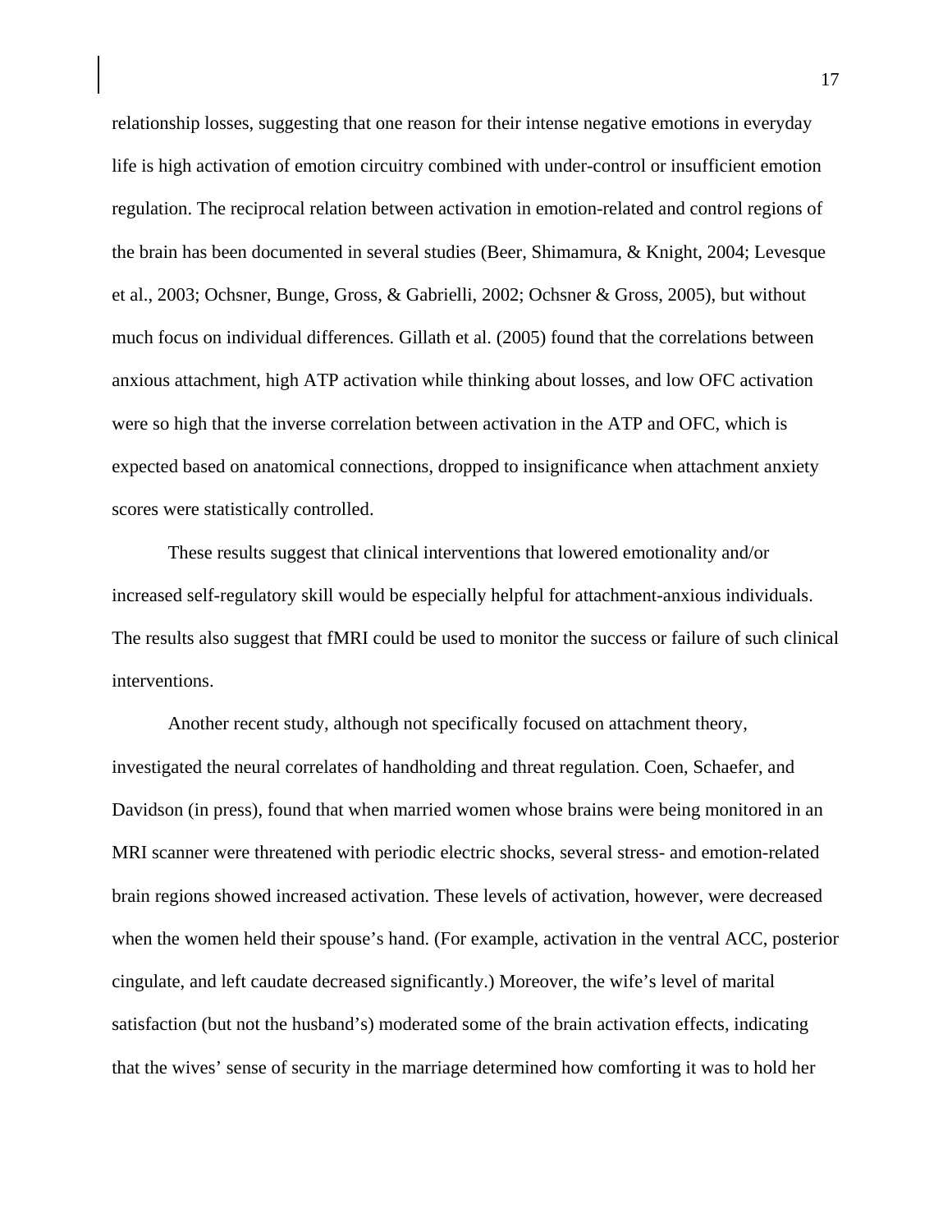relationship losses, suggesting that one reason for their intense negative emotions in everyday life is high activation of emotion circuitry combined with under-control or insufficient emotion regulation. The reciprocal relation between activation in emotion-related and control regions of the brain has been documented in several studies (Beer, Shimamura, & Knight, 2004; Levesque et al., 2003; Ochsner, Bunge, Gross, & Gabrielli, 2002; Ochsner & Gross, 2005), but without much focus on individual differences. Gillath et al. (2005) found that the correlations between anxious attachment, high ATP activation while thinking about losses, and low OFC activation were so high that the inverse correlation between activation in the ATP and OFC, which is expected based on anatomical connections, dropped to insignificance when attachment anxiety scores were statistically controlled.

These results suggest that clinical interventions that lowered emotionality and/or increased self-regulatory skill would be especially helpful for attachment-anxious individuals. The results also suggest that fMRI could be used to monitor the success or failure of such clinical interventions.

Another recent study, although not specifically focused on attachment theory, investigated the neural correlates of handholding and threat regulation. Coen, Schaefer, and Davidson (in press), found that when married women whose brains were being monitored in an MRI scanner were threatened with periodic electric shocks, several stress- and emotion-related brain regions showed increased activation. These levels of activation, however, were decreased when the women held their spouse's hand. (For example, activation in the ventral ACC, posterior cingulate, and left caudate decreased significantly.) Moreover, the wife's level of marital satisfaction (but not the husband's) moderated some of the brain activation effects, indicating that the wives' sense of security in the marriage determined how comforting it was to hold her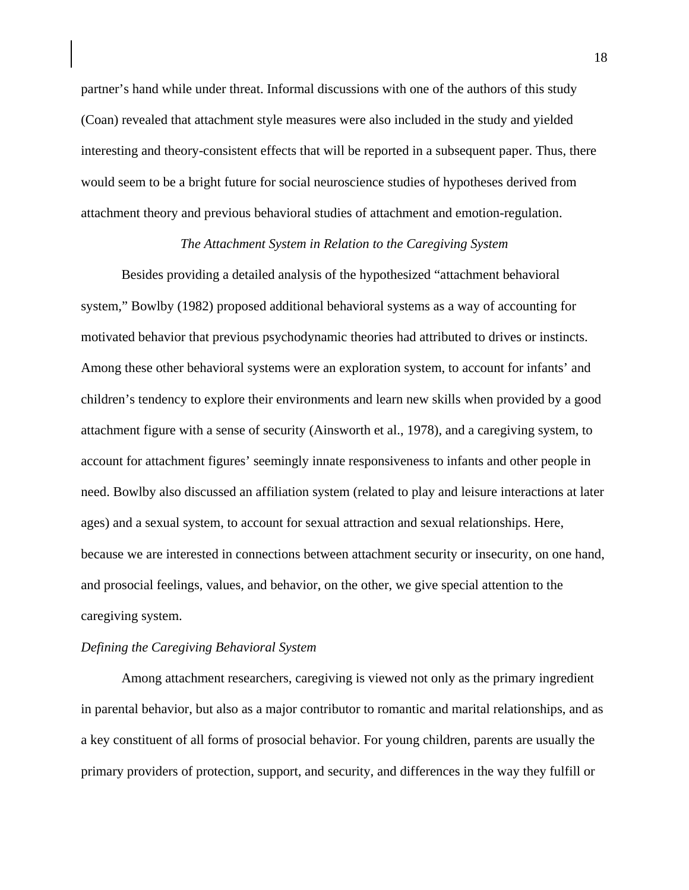partner's hand while under threat. Informal discussions with one of the authors of this study (Coan) revealed that attachment style measures were also included in the study and yielded interesting and theory-consistent effects that will be reported in a subsequent paper. Thus, there would seem to be a bright future for social neuroscience studies of hypotheses derived from attachment theory and previous behavioral studies of attachment and emotion-regulation.

## *The Attachment System in Relation to the Caregiving System*

Besides providing a detailed analysis of the hypothesized "attachment behavioral system," Bowlby (1982) proposed additional behavioral systems as a way of accounting for motivated behavior that previous psychodynamic theories had attributed to drives or instincts. Among these other behavioral systems were an exploration system, to account for infants' and children's tendency to explore their environments and learn new skills when provided by a good attachment figure with a sense of security (Ainsworth et al., 1978), and a caregiving system, to account for attachment figures' seemingly innate responsiveness to infants and other people in need. Bowlby also discussed an affiliation system (related to play and leisure interactions at later ages) and a sexual system, to account for sexual attraction and sexual relationships. Here, because we are interested in connections between attachment security or insecurity, on one hand, and prosocial feelings, values, and behavior, on the other, we give special attention to the caregiving system.

### *Defining the Caregiving Behavioral System*

Among attachment researchers, caregiving is viewed not only as the primary ingredient in parental behavior, but also as a major contributor to romantic and marital relationships, and as a key constituent of all forms of prosocial behavior. For young children, parents are usually the primary providers of protection, support, and security, and differences in the way they fulfill or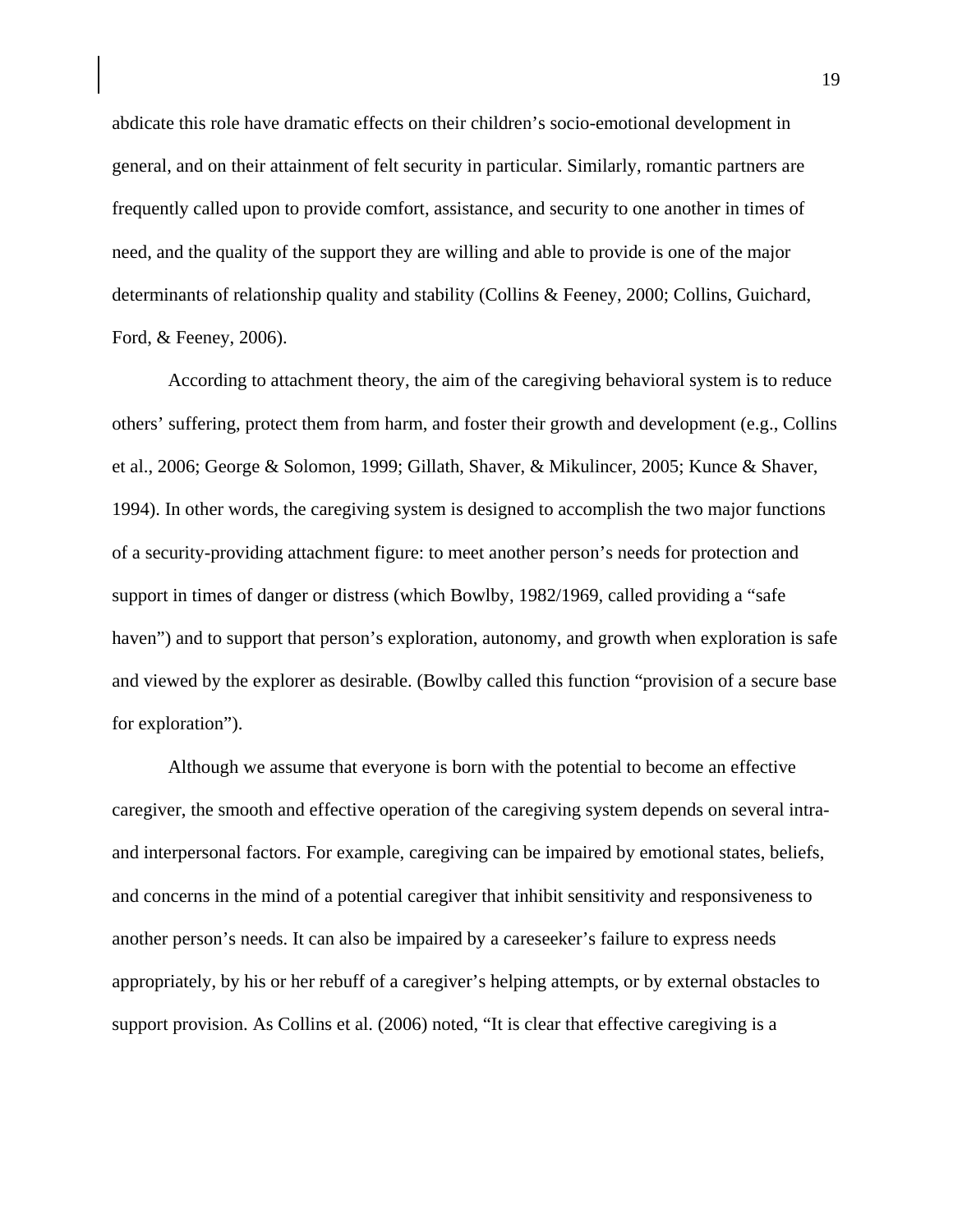abdicate this role have dramatic effects on their children's socio-emotional development in general, and on their attainment of felt security in particular. Similarly, romantic partners are frequently called upon to provide comfort, assistance, and security to one another in times of need, and the quality of the support they are willing and able to provide is one of the major determinants of relationship quality and stability (Collins & Feeney, 2000; Collins, Guichard, Ford, & Feeney, 2006).

According to attachment theory, the aim of the caregiving behavioral system is to reduce others' suffering, protect them from harm, and foster their growth and development (e.g., Collins et al., 2006; George & Solomon, 1999; Gillath, Shaver, & Mikulincer, 2005; Kunce & Shaver, 1994). In other words, the caregiving system is designed to accomplish the two major functions of a security-providing attachment figure: to meet another person's needs for protection and support in times of danger or distress (which Bowlby, 1982/1969, called providing a "safe haven") and to support that person's exploration, autonomy, and growth when exploration is safe and viewed by the explorer as desirable. (Bowlby called this function "provision of a secure base for exploration").

Although we assume that everyone is born with the potential to become an effective caregiver, the smooth and effective operation of the caregiving system depends on several intra- and interpersonal factors. For example, caregiving can be impaired by emotional states, beliefs, and concerns in the mind of a potential caregiver that inhibit sensitivity and responsiveness to another person's needs. It can also be impaired by a careseeker's failure to express needs appropriately, by his or her rebuff of a caregiver's helping attempts, or by external obstacles to support provision. As Collins et al. (2006) noted, "It is clear that effective caregiving is a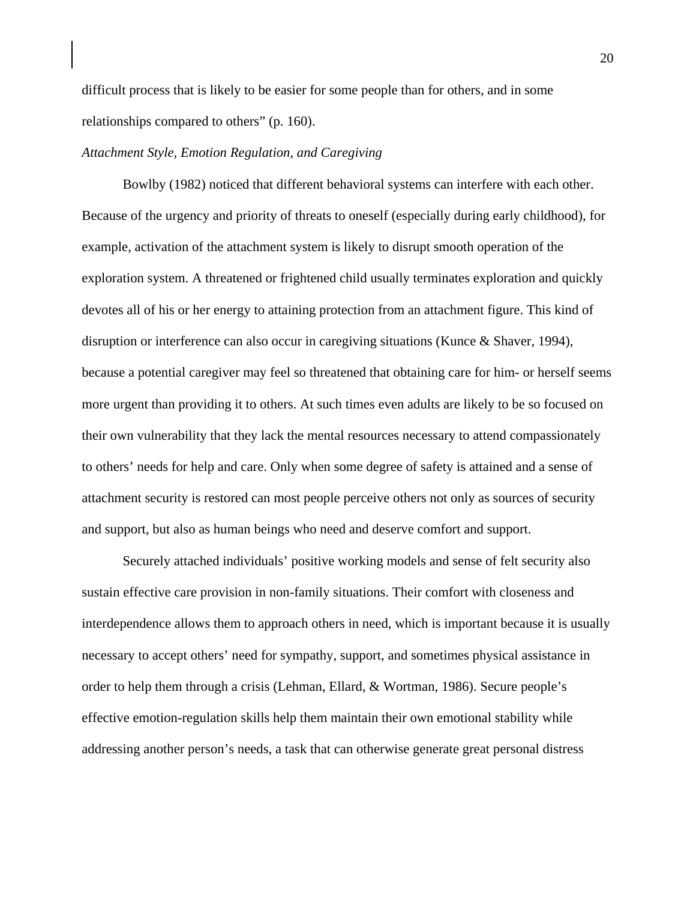difficult process that is likely to be easier for some people than for others, and in some relationships compared to others" (p. 160).

*Attachment Style, Emotion Regulation, and Caregiving*

Bowlby (1982) noticed that different behavioral systems can interfere with each other. Because of the urgency and priority of threats to oneself (especially during early childhood), for example, activation of the attachment system is likely to disrupt smooth operation of the exploration system. A threatened or frightened child usually terminates exploration and quickly devotes all of his or her energy to attaining protection from an attachment figure. This kind of disruption or interference can also occur in caregiving situations (Kunce & Shaver, 1994), because a potential caregiver may feel so threatened that obtaining care for him- or herself seems more urgent than providing it to others. At such times even adults are likely to be so focused on their own vulnerability that they lack the mental resources necessary to attend compassionately to others' needs for help and care. Only when some degree of safety is attained and a sense of attachment security is restored can most people perceive others not only as sources of security and support, but also as human beings who need and deserve comfort and support.

Securely attached individuals' positive working models and sense of felt security also sustain effective care provision in non-family situations. Their comfort with closeness and interdependence allows them to approach others in need, which is important because it is usually necessary to accept others' need for sympathy, support, and sometimes physical assistance in order to help them through a crisis (Lehman, Ellard, & Wortman, 1986). Secure people's effective emotion-regulation skills help them maintain their own emotional stability while addressing another person's needs, a task that can otherwise generate great personal distress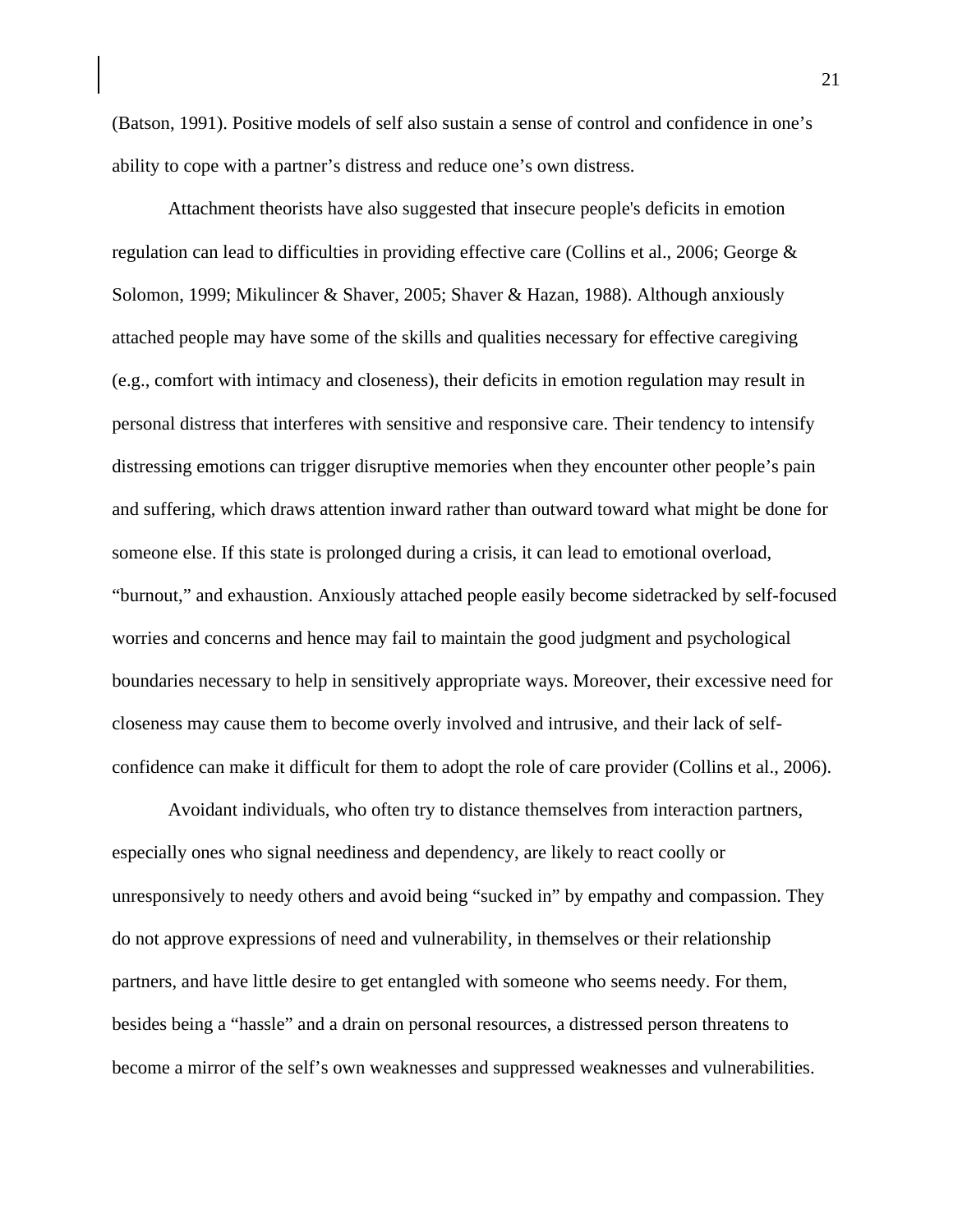(Batson, 1991). Positive models of self also sustain a sense of control and confidence in one's ability to cope with a partner's distress and reduce one's own distress.

Attachment theorists have also suggested that insecure people's deficits in emotion regulation can lead to difficulties in providing effective care (Collins et al., 2006; George & Solomon, 1999; Mikulincer & Shaver, 2005; Shaver & Hazan, 1988). Although anxiously attached people may have some of the skills and qualities necessary for effective caregiving (e.g., comfort with intimacy and closeness), their deficits in emotion regulation may result in personal distress that interferes with sensitive and responsive care. Their tendency to intensify distressing emotions can trigger disruptive memories when they encounter other people's pain and suffering, which draws attention inward rather than outward toward what might be done for someone else. If this state is prolonged during a crisis, it can lead to emotional overload, "burnout," and exhaustion. Anxiously attached people easily become sidetracked by self-focused worries and concerns and hence may fail to maintain the good judgment and psychological boundaries necessary to help in sensitively appropriate ways. Moreover, their excessive need for closeness may cause them to become overly involved and intrusive, and their lack of self-confidence can make it difficult for them to adopt the role of care provider (Collins et al., 2006).

Avoidant individuals, who often try to distance themselves from interaction partners, especially ones who signal neediness and dependency, are likely to react coolly or unresponsively to needy others and avoid being "sucked in" by empathy and compassion. They do not approve expressions of need and vulnerability, in themselves or their relationship partners, and have little desire to get entangled with someone who seems needy. For them, besides being a "hassle" and a drain on personal resources, a distressed person threatens to become a mirror of the self's own weaknesses and suppressed weaknesses and vulnerabilities.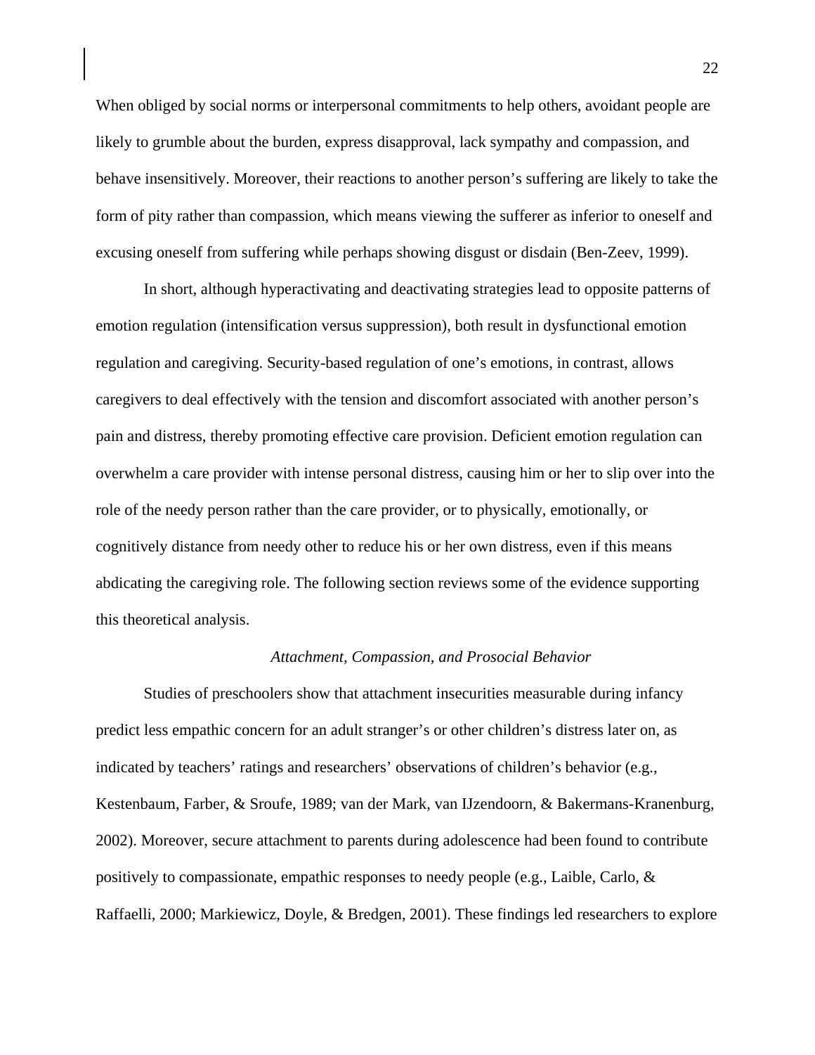When obliged by social norms or interpersonal commitments to help others, avoidant people are likely to grumble about the burden, express disapproval, lack sympathy and compassion, and behave insensitively. Moreover, their reactions to another person's suffering are likely to take the form of pity rather than compassion, which means viewing the sufferer as inferior to oneself and excusing oneself from suffering while perhaps showing disgust or disdain (Ben-Zeev, 1999).

In short, although hyperactivating and deactivating strategies lead to opposite patterns of emotion regulation (intensification versus suppression), both result in dysfunctional emotion regulation and caregiving. Security-based regulation of one's emotions, in contrast, allows caregivers to deal effectively with the tension and discomfort associated with another person's pain and distress, thereby promoting effective care provision. Deficient emotion regulation can overwhelm a care provider with intense personal distress, causing him or her to slip over into the role of the needy person rather than the care provider, or to physically, emotionally, or cognitively distance from needy other to reduce his or her own distress, even if this means abdicating the caregiving role. The following section reviews some of the evidence supporting this theoretical analysis.

### *Attachment, Compassion, and Prosocial Behavior*

Studies of preschoolers show that attachment insecurities measurable during infancy predict less empathic concern for an adult stranger's or other children's distress later on, as indicated by teachers' ratings and researchers' observations of children's behavior (e.g., Kestenbaum, Farber, & Sroufe, 1989; van der Mark, van IJzendoorn, & Bakermans-Kranenburg, 2002). Moreover, secure attachment to parents during adolescence had been found to contribute positively to compassionate, empathic responses to needy people (e.g., Laible, Carlo, & Raffaelli, 2000; Markiewicz, Doyle, & Bredgen, 2001). These findings led researchers to explore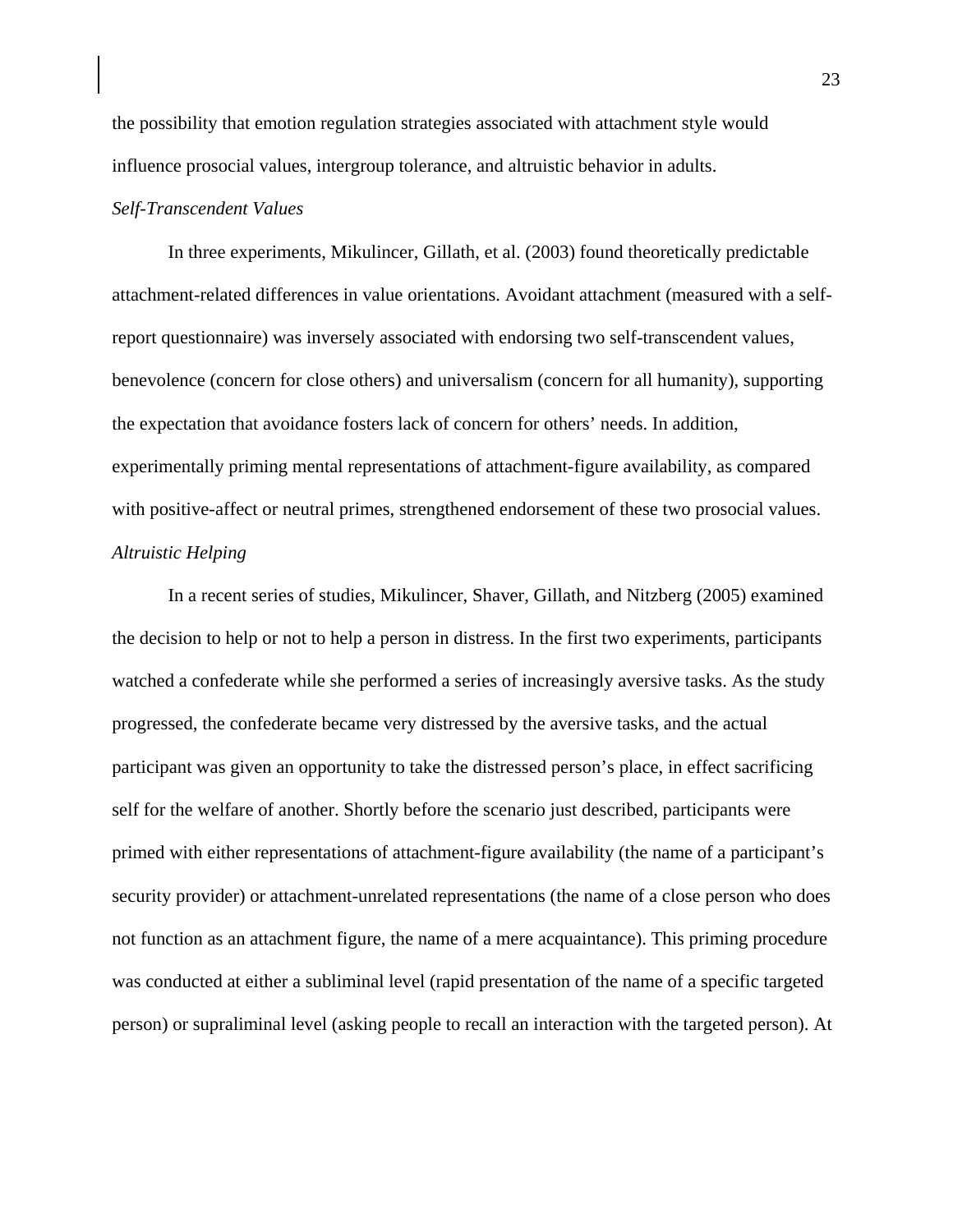the possibility that emotion regulation strategies associated with attachment style would influence prosocial values, intergroup tolerance, and altruistic behavior in adults.

*Self-Transcendent Values*

In three experiments, Mikulincer, Gillath, et al. (2003) found theoretically predictable attachment-related differences in value orientations. Avoidant attachment (measured with a self-report questionnaire) was inversely associated with endorsing two self-transcendent values, benevolence (concern for close others) and universalism (concern for all humanity), supporting the expectation that avoidance fosters lack of concern for others' needs. In addition, experimentally priming mental representations of attachment-figure availability, as compared with positive-affect or neutral primes, strengthened endorsement of these two prosocial values.

*Altruistic Helping*

In a recent series of studies, Mikulincer, Shaver, Gillath, and Nitzberg (2005) examined the decision to help or not to help a person in distress. In the first two experiments, participants watched a confederate while she performed a series of increasingly aversive tasks. As the study progressed, the confederate became very distressed by the aversive tasks, and the actual participant was given an opportunity to take the distressed person's place, in effect sacrificing self for the welfare of another. Shortly before the scenario just described, participants were primed with either representations of attachment-figure availability (the name of a participant's security provider) or attachment-unrelated representations (the name of a close person who does not function as an attachment figure, the name of a mere acquaintance). This priming procedure was conducted at either a subliminal level (rapid presentation of the name of a specific targeted person) or supraliminal level (asking people to recall an interaction with the targeted person). At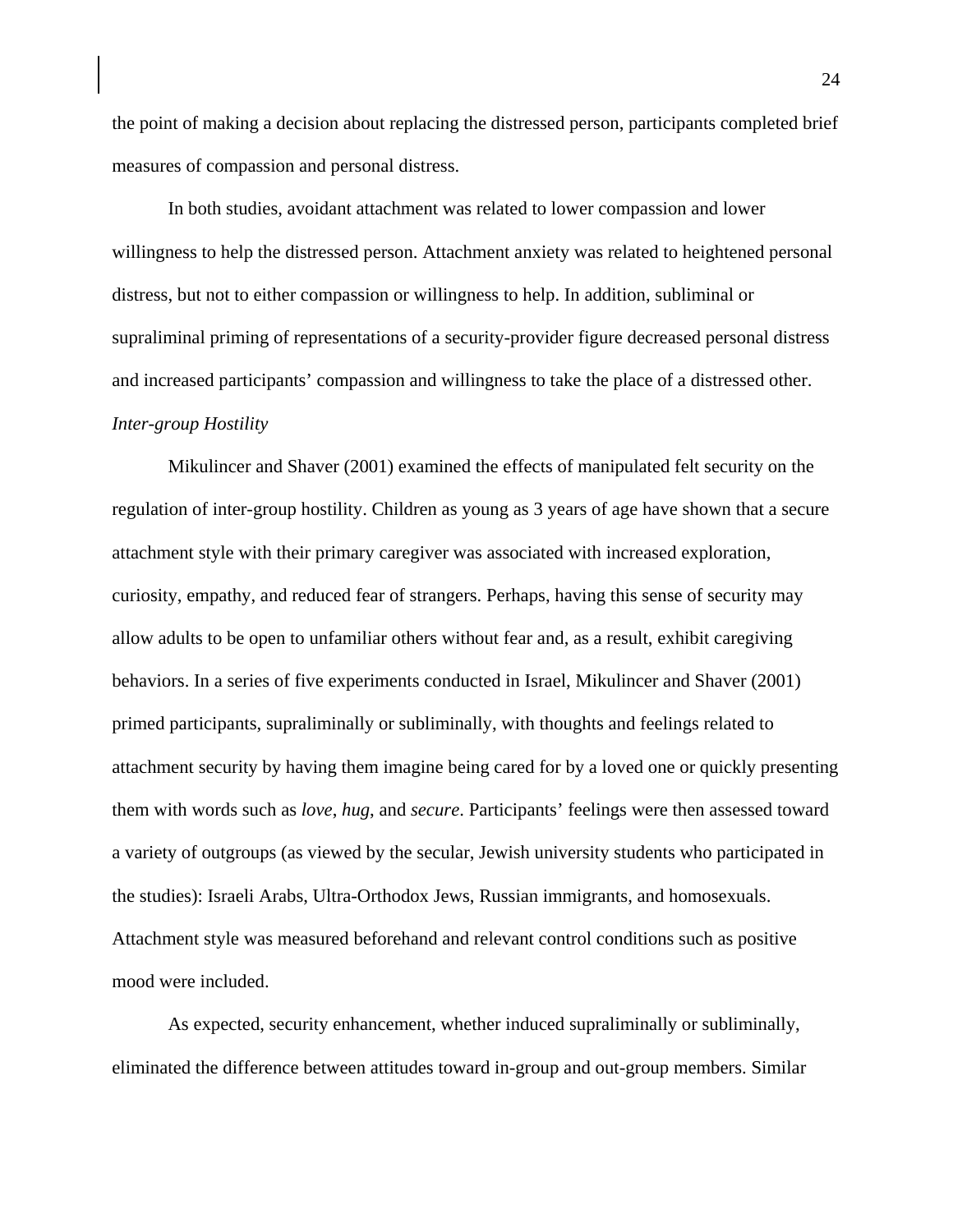the point of making a decision about replacing the distressed person, participants completed brief measures of compassion and personal distress.

In both studies, avoidant attachment was related to lower compassion and lower willingness to help the distressed person. Attachment anxiety was related to heightened personal distress, but not to either compassion or willingness to help. In addition, subliminal or supraliminal priming of representations of a security-provider figure decreased personal distress and increased participants' compassion and willingness to take the place of a distressed other.

*Inter-group Hostility*

Mikulincer and Shaver (2001) examined the effects of manipulated felt security on the regulation of inter-group hostility. Children as young as 3 years of age have shown that a secure attachment style with their primary caregiver was associated with increased exploration, curiosity, empathy, and reduced fear of strangers. Perhaps, having this sense of security may allow adults to be open to unfamiliar others without fear and, as a result, exhibit caregiving behaviors. In a series of five experiments conducted in Israel, Mikulincer and Shaver (2001) primed participants, supraliminally or subliminally, with thoughts and feelings related to attachment security by having them imagine being cared for by a loved one or quickly presenting them with words such as *love*, *hug*, and *secure*. Participants' feelings were then assessed toward a variety of outgroups (as viewed by the secular, Jewish university students who participated in the studies): Israeli Arabs, Ultra-Orthodox Jews, Russian immigrants, and homosexuals. Attachment style was measured beforehand and relevant control conditions such as positive mood were included.

As expected, security enhancement, whether induced supraliminally or subliminally, eliminated the difference between attitudes toward in-group and out-group members. Similar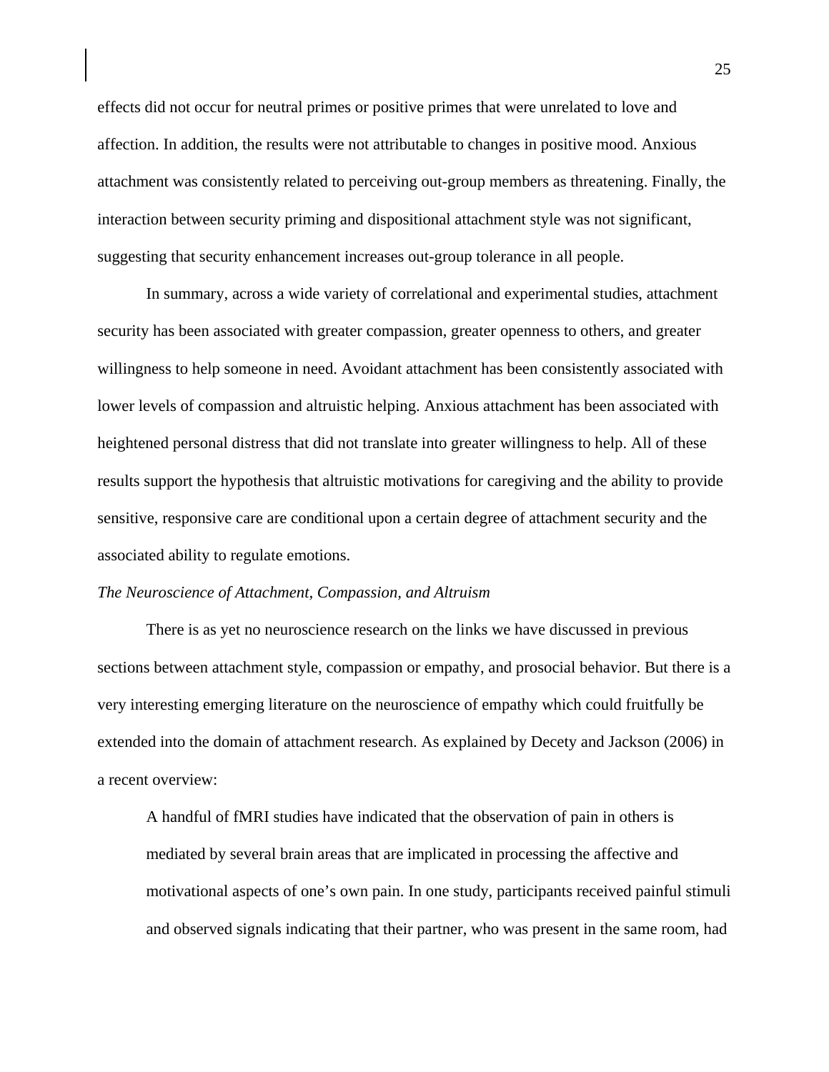effects did not occur for neutral primes or positive primes that were unrelated to love and affection. In addition, the results were not attributable to changes in positive mood. Anxious attachment was consistently related to perceiving out-group members as threatening. Finally, the interaction between security priming and dispositional attachment style was not significant, suggesting that security enhancement increases out-group tolerance in all people.

In summary, across a wide variety of correlational and experimental studies, attachment security has been associated with greater compassion, greater openness to others, and greater willingness to help someone in need. Avoidant attachment has been consistently associated with lower levels of compassion and altruistic helping. Anxious attachment has been associated with heightened personal distress that did not translate into greater willingness to help. All of these results support the hypothesis that altruistic motivations for caregiving and the ability to provide sensitive, responsive care are conditional upon a certain degree of attachment security and the associated ability to regulate emotions.

*The Neuroscience of Attachment, Compassion, and Altruism*

There is as yet no neuroscience research on the links we have discussed in previous sections between attachment style, compassion or empathy, and prosocial behavior. But there is a very interesting emerging literature on the neuroscience of empathy which could fruitfully be extended into the domain of attachment research. As explained by Decety and Jackson (2006) in a recent overview:

> A handful of fMRI studies have indicated that the observation of pain in others is mediated by several brain areas that are implicated in processing the affective and motivational aspects of one's own pain. In one study, participants received painful stimuli and observed signals indicating that their partner, who was present in the same room, had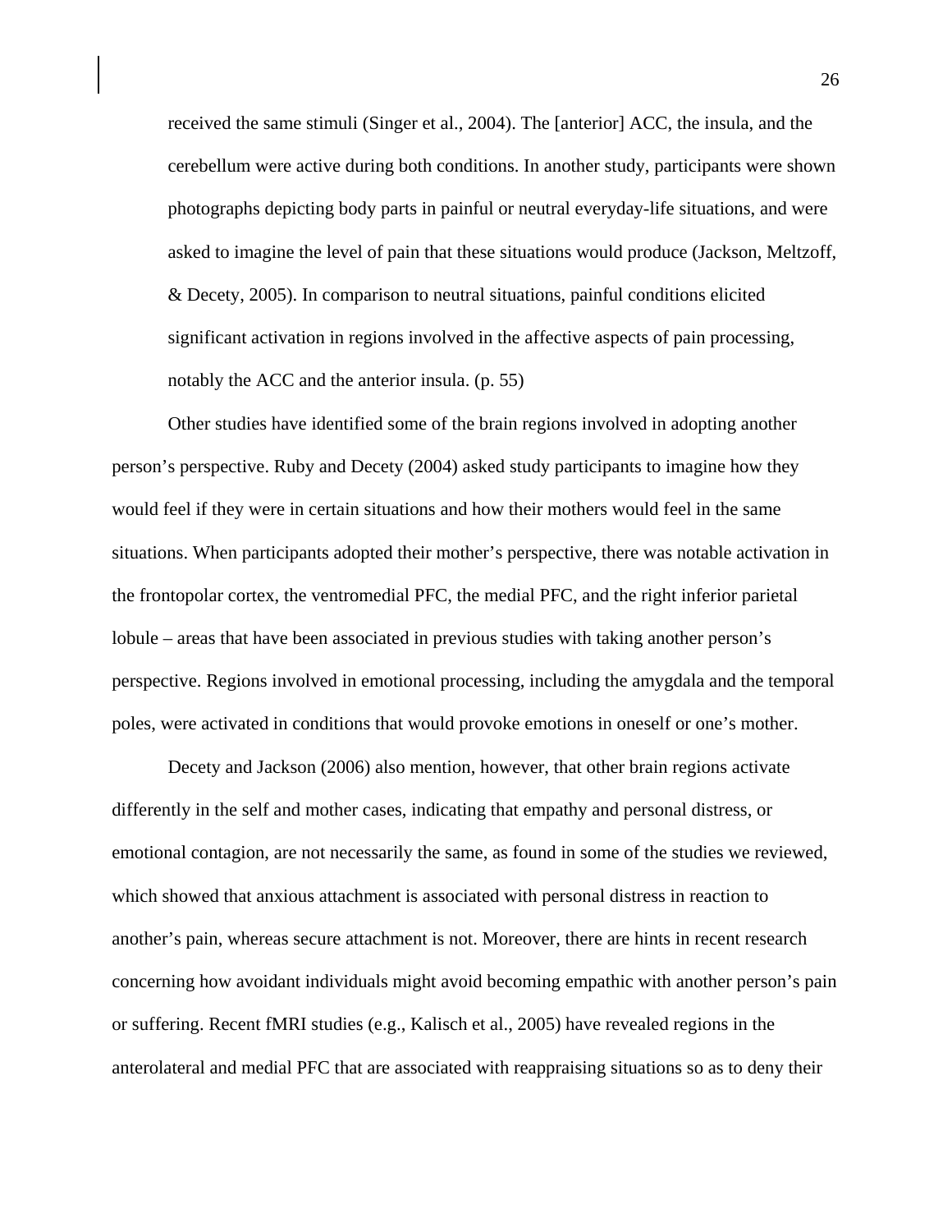> received the same stimuli (Singer et al., 2004). The [anterior] ACC, the insula, and the cerebellum were active during both conditions. In another study, participants were shown photographs depicting body parts in painful or neutral everyday-life situations, and were asked to imagine the level of pain that these situations would produce (Jackson, Meltzoff, & Decety, 2005). In comparison to neutral situations, painful conditions elicited significant activation in regions involved in the affective aspects of pain processing, notably the ACC and the anterior insula. (p. 55)

Other studies have identified some of the brain regions involved in adopting another person's perspective. Ruby and Decety (2004) asked study participants to imagine how they would feel if they were in certain situations and how their mothers would feel in the same situations. When participants adopted their mother's perspective, there was notable activation in the frontopolar cortex, the ventromedial PFC, the medial PFC, and the right inferior parietal lobule – areas that have been associated in previous studies with taking another person's perspective. Regions involved in emotional processing, including the amygdala and the temporal poles, were activated in conditions that would provoke emotions in oneself or one's mother.

Decety and Jackson (2006) also mention, however, that other brain regions activate differently in the self and mother cases, indicating that empathy and personal distress, or emotional contagion, are not necessarily the same, as found in some of the studies we reviewed, which showed that anxious attachment is associated with personal distress in reaction to another's pain, whereas secure attachment is not. Moreover, there are hints in recent research concerning how avoidant individuals might avoid becoming empathic with another person's pain or suffering. Recent fMRI studies (e.g., Kalisch et al., 2005) have revealed regions in the anterolateral and medial PFC that are associated with reappraising situations so as to deny their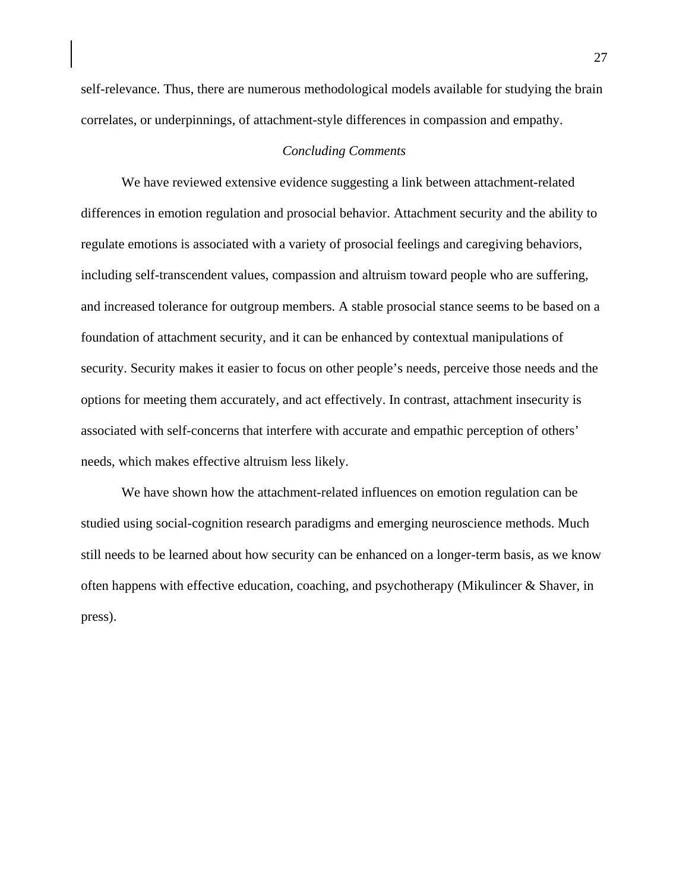self-relevance. Thus, there are numerous methodological models available for studying the brain correlates, or underpinnings, of attachment-style differences in compassion and empathy.

## *Concluding Comments*

We have reviewed extensive evidence suggesting a link between attachment-related differences in emotion regulation and prosocial behavior. Attachment security and the ability to regulate emotions is associated with a variety of prosocial feelings and caregiving behaviors, including self-transcendent values, compassion and altruism toward people who are suffering, and increased tolerance for outgroup members. A stable prosocial stance seems to be based on a foundation of attachment security, and it can be enhanced by contextual manipulations of security. Security makes it easier to focus on other people's needs, perceive those needs and the options for meeting them accurately, and act effectively. In contrast, attachment insecurity is associated with self-concerns that interfere with accurate and empathic perception of others' needs, which makes effective altruism less likely.

We have shown how the attachment-related influences on emotion regulation can be studied using social-cognition research paradigms and emerging neuroscience methods. Much still needs to be learned about how security can be enhanced on a longer-term basis, as we know often happens with effective education, coaching, and psychotherapy (Mikulincer & Shaver, in press).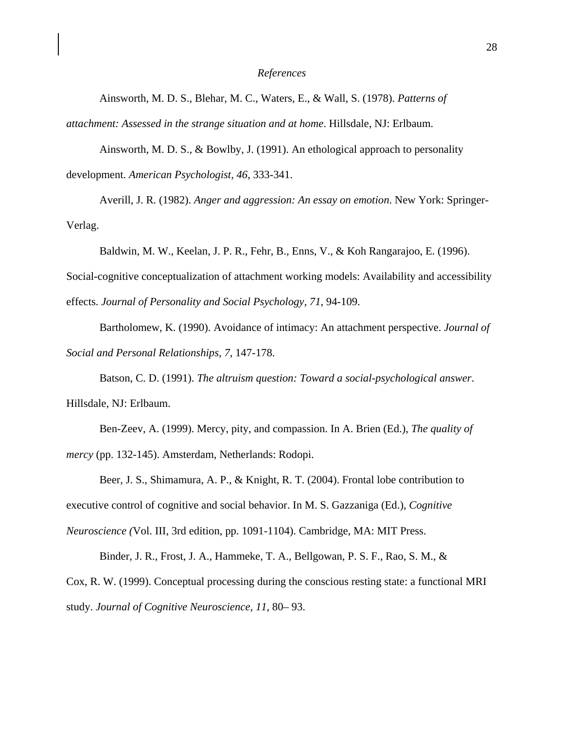*References*

Ainsworth, M. D. S., Blehar, M. C., Waters, E., & Wall, S. (1978). *Patterns of attachment: Assessed in the strange situation and at home*. Hillsdale, NJ: Erlbaum.

Ainsworth, M. D. S., & Bowlby, J. (1991). An ethological approach to personality development. *American Psychologist, 46*, 333-341.

Averill, J. R. (1982). *Anger and aggression: An essay on emotion*. New York: Springer-Verlag.

Baldwin, M. W., Keelan, J. P. R., Fehr, B., Enns, V., & Koh Rangarajoo, E. (1996). Social-cognitive conceptualization of attachment working models: Availability and accessibility effects. *Journal of Personality and Social Psychology, 71*, 94-109.

Bartholomew, K. (1990). Avoidance of intimacy: An attachment perspective. *Journal of Social and Personal Relationships, 7*, 147-178.

Batson, C. D. (1991). *The altruism question: Toward a social-psychological answer*. Hillsdale, NJ: Erlbaum.

Ben-Zeev, A. (1999). Mercy, pity, and compassion. In A. Brien (Ed.), *The quality of mercy* (pp. 132-145). Amsterdam, Netherlands: Rodopi.

Beer, J. S., Shimamura, A. P., & Knight, R. T. (2004). Frontal lobe contribution to executive control of cognitive and social behavior. In M. S. Gazzaniga (Ed.), *Cognitive Neuroscience (*Vol. III, 3rd edition, pp. 1091-1104). Cambridge, MA: MIT Press.

Binder, J. R., Frost, J. A., Hammeke, T. A., Bellgowan, P. S. F., Rao, S. M., & Cox, R. W. (1999). Conceptual processing during the conscious resting state: a functional MRI study. *Journal of Cognitive Neuroscience, 11*, 80– 93.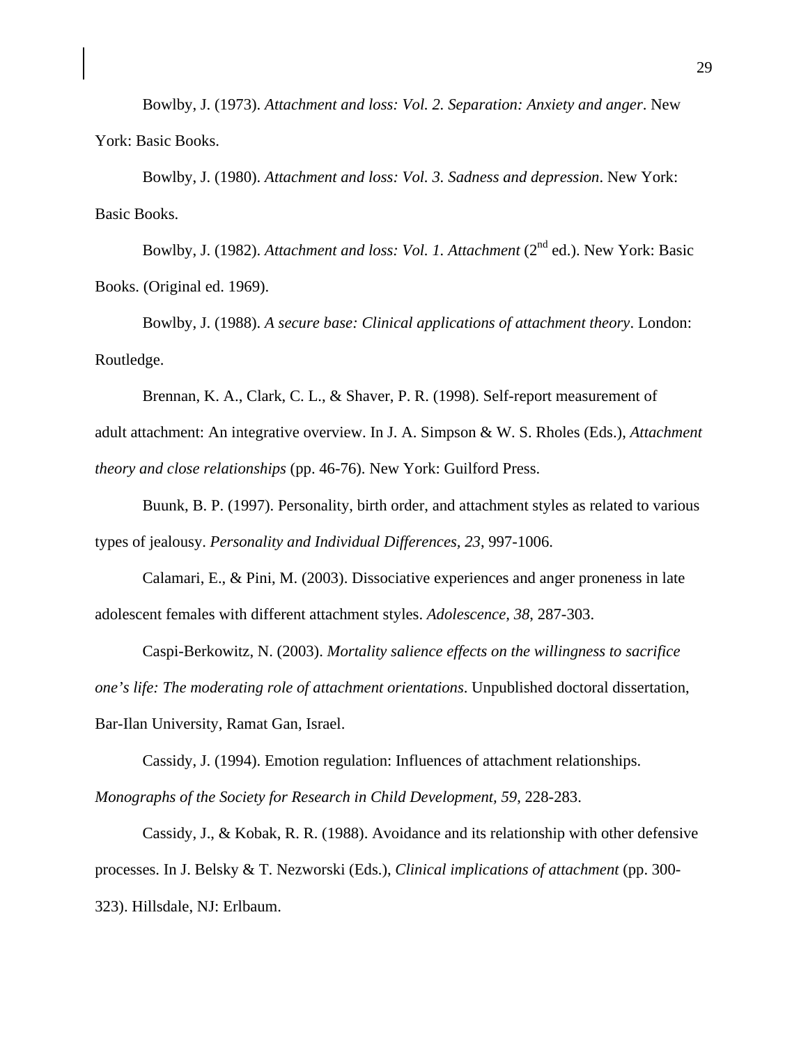Bowlby, J. (1973). *Attachment and loss: Vol. 2. Separation: Anxiety and anger*. New York: Basic Books.

Bowlby, J. (1980). *Attachment and loss: Vol. 3. Sadness and depression*. New York: Basic Books.

Bowlby, J. (1982). *Attachment and loss: Vol. 1. Attachment* (2nd ed.). New York: Basic Books. (Original ed. 1969).

Bowlby, J. (1988). *A secure base: Clinical applications of attachment theory*. London: Routledge.

Brennan, K. A., Clark, C. L., & Shaver, P. R. (1998). Self-report measurement of adult attachment: An integrative overview. In J. A. Simpson & W. S. Rholes (Eds.), *Attachment theory and close relationships* (pp. 46-76). New York: Guilford Press.

Buunk, B. P. (1997). Personality, birth order, and attachment styles as related to various types of jealousy. *Personality and Individual Differences, 23*, 997-1006.

Calamari, E., & Pini, M. (2003). Dissociative experiences and anger proneness in late adolescent females with different attachment styles. *Adolescence, 38*, 287-303.

Caspi-Berkowitz, N. (2003). *Mortality salience effects on the willingness to sacrifice one's life: The moderating role of attachment orientations*. Unpublished doctoral dissertation, Bar-Ilan University, Ramat Gan, Israel.

Cassidy, J. (1994). Emotion regulation: Influences of attachment relationships. *Monographs of the Society for Research in Child Development, 59*, 228-283.

Cassidy, J., & Kobak, R. R. (1988). Avoidance and its relationship with other defensive processes. In J. Belsky & T. Nezworski (Eds.), *Clinical implications of attachment* (pp. 300-323). Hillsdale, NJ: Erlbaum.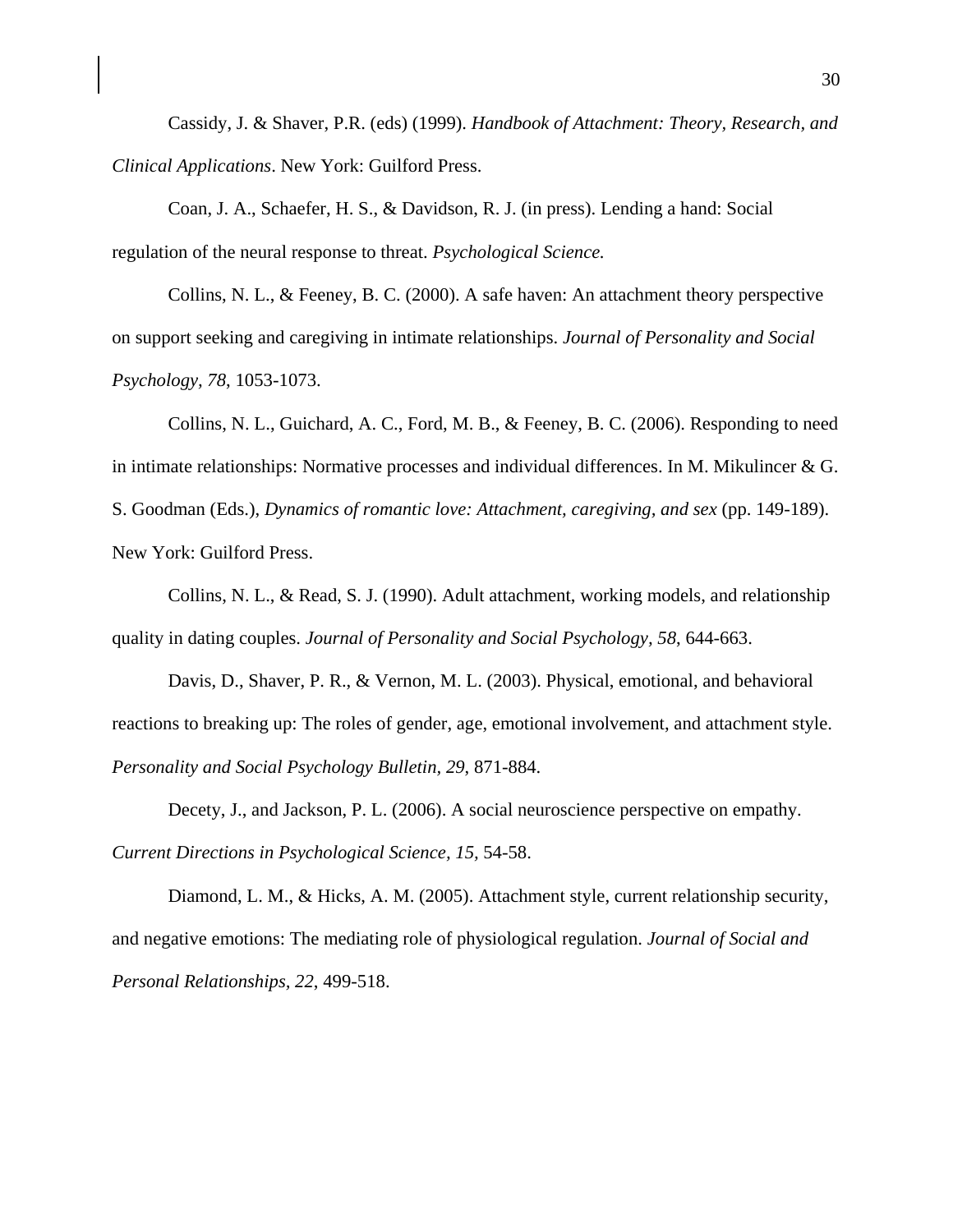Cassidy, J. & Shaver, P.R. (eds) (1999). *Handbook of Attachment: Theory, Research, and Clinical Applications*. New York: Guilford Press.

Coan, J. A., Schaefer, H. S., & Davidson, R. J. (in press). Lending a hand: Social regulation of the neural response to threat. *Psychological Science.*

Collins, N. L., & Feeney, B. C. (2000). A safe haven: An attachment theory perspective on support seeking and caregiving in intimate relationships. *Journal of Personality and Social Psychology, 78*, 1053-1073.

Collins, N. L., Guichard, A. C., Ford, M. B., & Feeney, B. C. (2006). Responding to need in intimate relationships: Normative processes and individual differences. In M. Mikulincer & G. S. Goodman (Eds.), *Dynamics of romantic love: Attachment, caregiving, and sex* (pp. 149-189). New York: Guilford Press.

Collins, N. L., & Read, S. J. (1990). Adult attachment, working models, and relationship quality in dating couples. *Journal of Personality and Social Psychology, 58*, 644-663.

Davis, D., Shaver, P. R., & Vernon, M. L. (2003). Physical, emotional, and behavioral reactions to breaking up: The roles of gender, age, emotional involvement, and attachment style. *Personality and Social Psychology Bulletin*, *29*, 871-884.

Decety, J., and Jackson, P. L. (2006). A social neuroscience perspective on empathy. *Current Directions in Psychological Science, 15*, 54-58.

Diamond, L. M., & Hicks, A. M. (2005). Attachment style, current relationship security, and negative emotions: The mediating role of physiological regulation. *Journal of Social and Personal Relationships*, *22*, 499-518.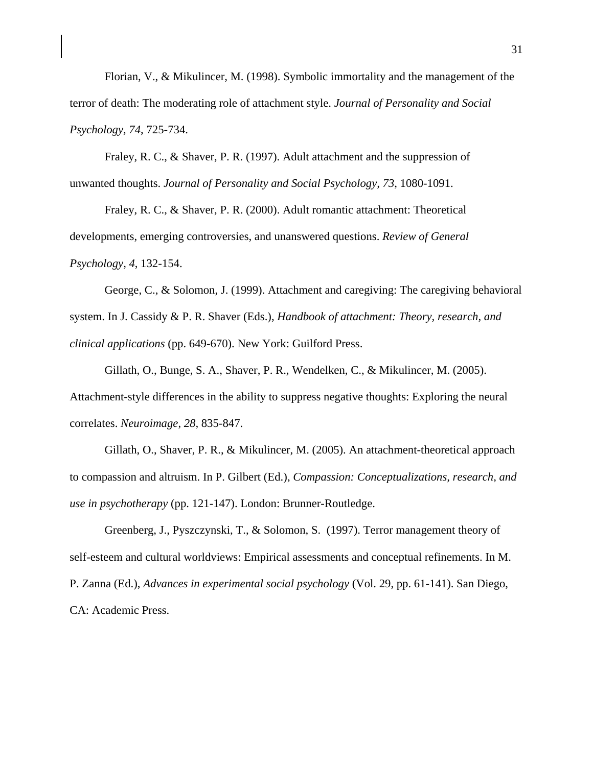Florian, V., & Mikulincer, M. (1998). Symbolic immortality and the management of the terror of death: The moderating role of attachment style. *Journal of Personality and Social Psychology, 74*, 725-734.

Fraley, R. C., & Shaver, P. R. (1997). Adult attachment and the suppression of unwanted thoughts. *Journal of Personality and Social Psychology, 73*, 1080-1091.

Fraley, R. C., & Shaver, P. R. (2000). Adult romantic attachment: Theoretical developments, emerging controversies, and unanswered questions. *Review of General Psychology, 4*, 132-154.

George, C., & Solomon, J. (1999). Attachment and caregiving: The caregiving behavioral system. In J. Cassidy & P. R. Shaver (Eds.), *Handbook of attachment: Theory, research, and clinical applications* (pp. 649-670). New York: Guilford Press.

Gillath, O., Bunge, S. A., Shaver, P. R., Wendelken, C., & Mikulincer, M. (2005). Attachment-style differences in the ability to suppress negative thoughts: Exploring the neural correlates. *Neuroimage*, *28*, 835-847.

Gillath, O., Shaver, P. R., & Mikulincer, M. (2005). An attachment-theoretical approach to compassion and altruism. In P. Gilbert (Ed.), *Compassion: Conceptualizations, research, and use in psychotherapy* (pp. 121-147). London: Brunner-Routledge.

Greenberg, J., Pyszczynski, T., & Solomon, S. (1997). Terror management theory of self-esteem and cultural worldviews: Empirical assessments and conceptual refinements. In M. P. Zanna (Ed.), *Advances in experimental social psychology* (Vol. 29, pp. 61-141). San Diego, CA: Academic Press.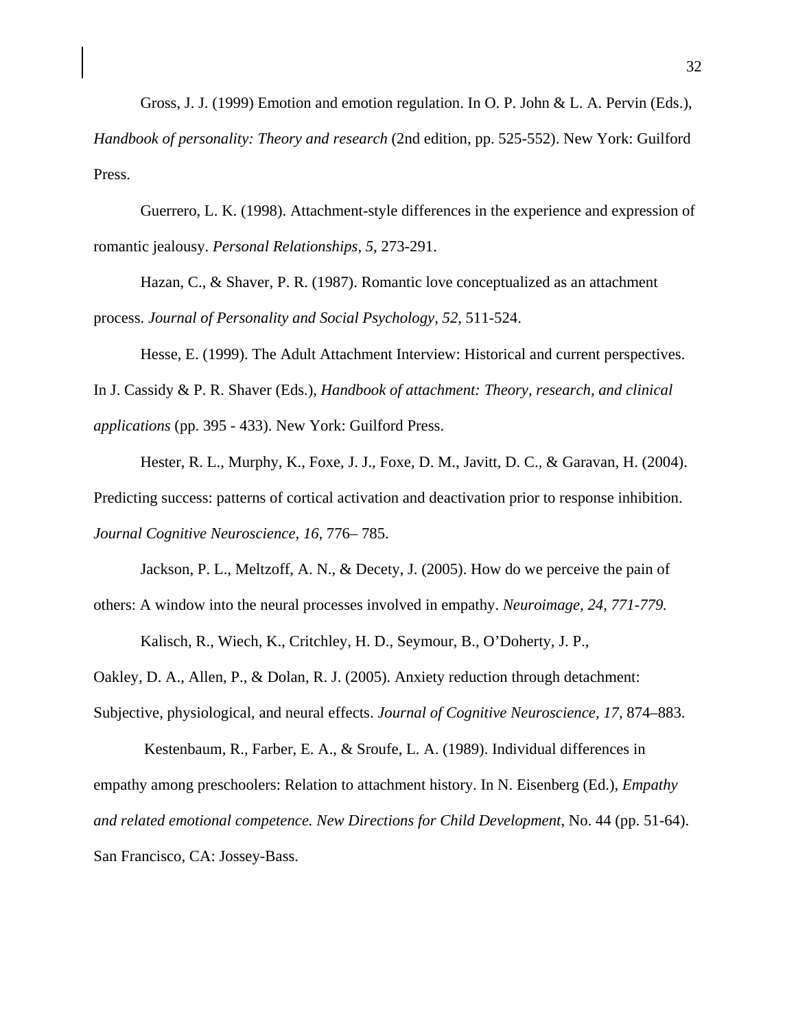Gross, J. J. (1999) Emotion and emotion regulation. In O. P. John & L. A. Pervin (Eds.), *Handbook of personality: Theory and research* (2nd edition, pp. 525-552). New York: Guilford Press.

Guerrero, L. K. (1998). Attachment-style differences in the experience and expression of romantic jealousy. *Personal Relationships, 5*, 273-291.

Hazan, C., & Shaver, P. R. (1987). Romantic love conceptualized as an attachment process. *Journal of Personality and Social Psychology, 52*, 511-524.

Hesse, E. (1999). The Adult Attachment Interview: Historical and current perspectives. In J. Cassidy & P. R. Shaver (Eds.), *Handbook of attachment: Theory, research, and clinical applications* (pp. 395 - 433). New York: Guilford Press.

Hester, R. L., Murphy, K., Foxe, J. J., Foxe, D. M., Javitt, D. C., & Garavan, H. (2004). Predicting success: patterns of cortical activation and deactivation prior to response inhibition. *Journal Cognitive Neuroscience, 16*, 776– 785.

Jackson, P. L., Meltzoff, A. N., & Decety, J. (2005). How do we perceive the pain of others: A window into the neural processes involved in empathy. *Neuroimage, 24, 771-779.*

Kalisch, R., Wiech, K., Critchley, H. D., Seymour, B., O'Doherty, J. P., Oakley, D. A., Allen, P., & Dolan, R. J. (2005). Anxiety reduction through detachment: Subjective, physiological, and neural effects. *Journal of Cognitive Neuroscience, 17*, 874–883.

Kestenbaum, R., Farber, E. A., & Sroufe, L. A. (1989). Individual differences in empathy among preschoolers: Relation to attachment history. In N. Eisenberg (Ed.), *Empathy and related emotional competence. New Directions for Child Development*, No. 44 (pp. 51-64). San Francisco, CA: Jossey-Bass.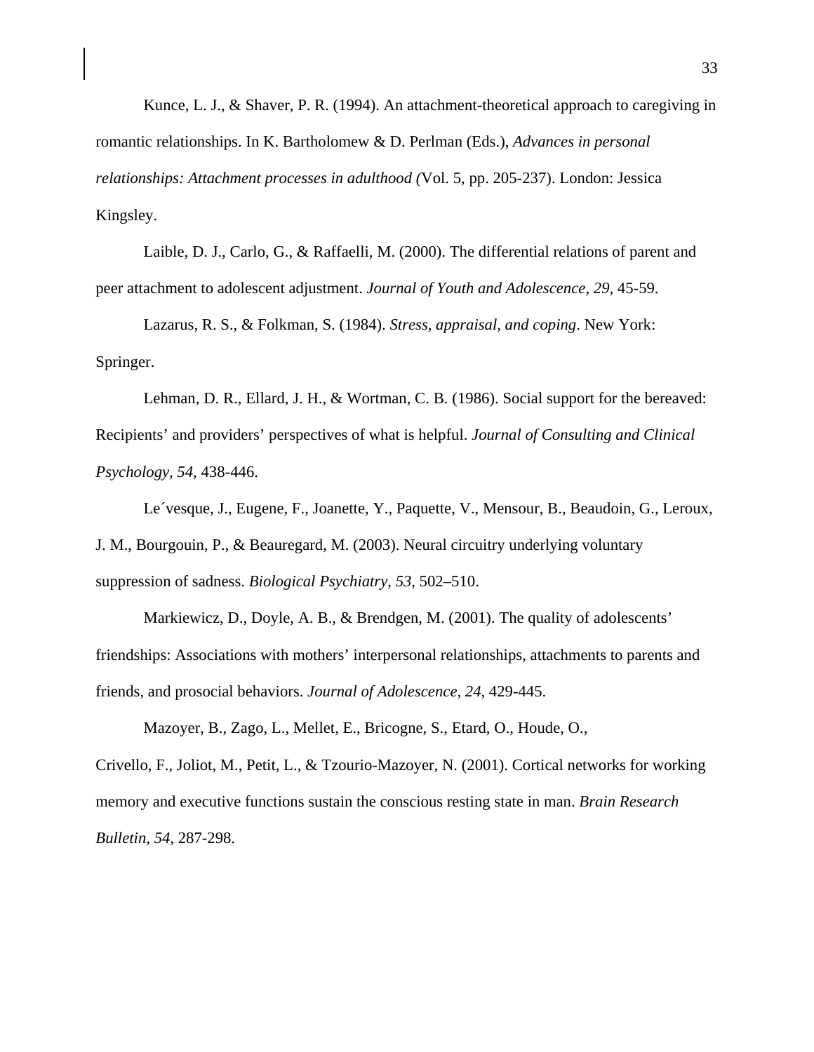Kunce, L. J., & Shaver, P. R. (1994). An attachment-theoretical approach to caregiving in romantic relationships. In K. Bartholomew & D. Perlman (Eds.), *Advances in personal relationships: Attachment processes in adulthood (*Vol. 5, pp. 205-237). London: Jessica Kingsley.

Laible, D. J., Carlo, G., & Raffaelli, M. (2000). The differential relations of parent and peer attachment to adolescent adjustment. *Journal of Youth and Adolescence, 29*, 45-59.

Lazarus, R. S., & Folkman, S. (1984). *Stress, appraisal, and coping*. New York: Springer.

Lehman, D. R., Ellard, J. H., & Wortman, C. B. (1986). Social support for the bereaved: Recipients' and providers' perspectives of what is helpful. *Journal of Consulting and Clinical Psychology, 54*, 438-446.

Le´vesque, J., Eugene, F., Joanette, Y., Paquette, V., Mensour, B., Beaudoin, G., Leroux, J. M., Bourgouin, P., & Beauregard, M. (2003). Neural circuitry underlying voluntary suppression of sadness. *Biological Psychiatry, 53,* 502–510.

Markiewicz, D., Doyle, A. B., & Brendgen, M. (2001). The quality of adolescents' friendships: Associations with mothers' interpersonal relationships, attachments to parents and friends, and prosocial behaviors. *Journal of Adolescence, 24*, 429-445.

Mazoyer, B., Zago, L., Mellet, E., Bricogne, S., Etard, O., Houde, O., Crivello, F., Joliot, M., Petit, L., & Tzourio-Mazoyer, N. (2001). Cortical networks for working memory and executive functions sustain the conscious resting state in man. *Brain Research Bulletin, 54*, 287-298.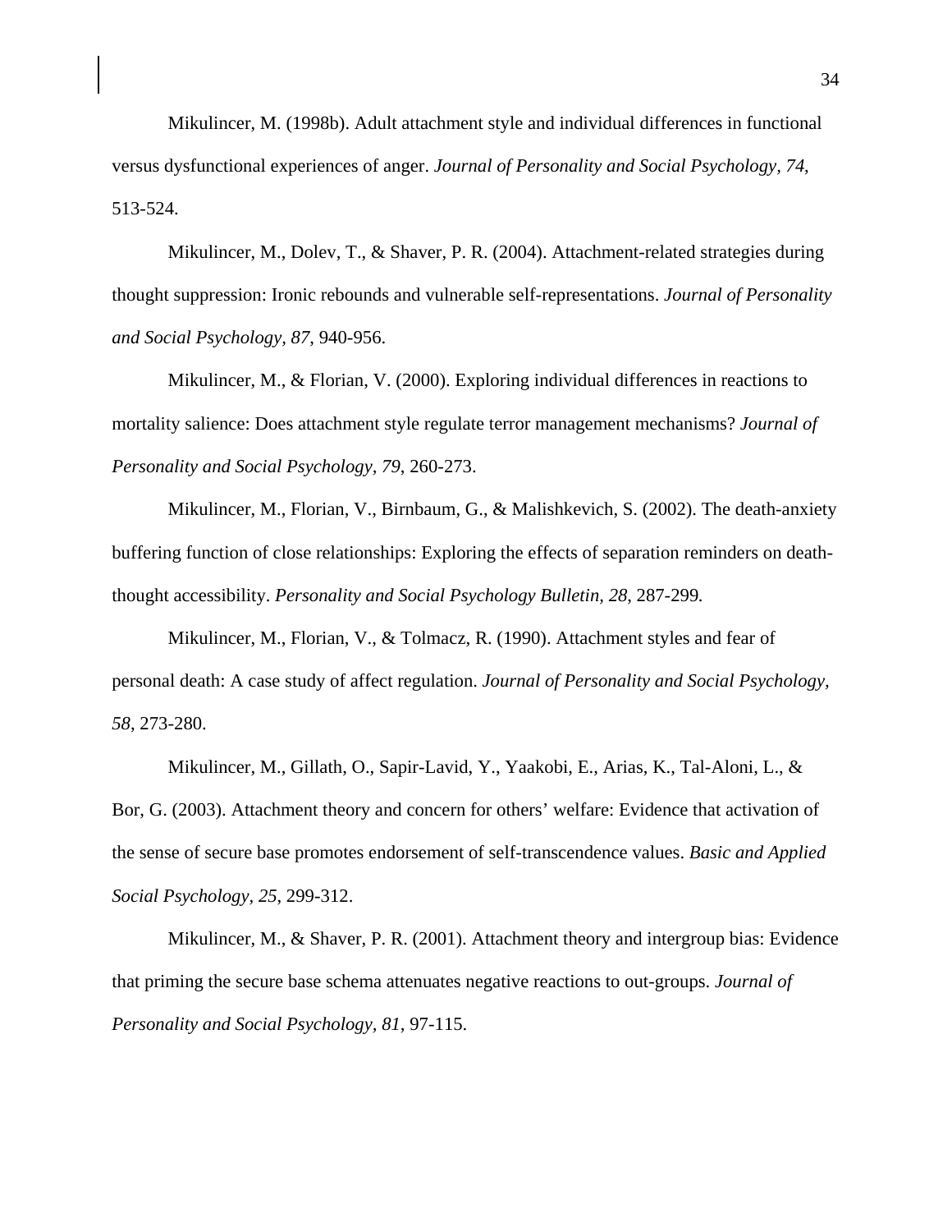Mikulincer, M. (1998b). Adult attachment style and individual differences in functional versus dysfunctional experiences of anger. *Journal of Personality and Social Psychology, 74*, 513-524.

Mikulincer, M., Dolev, T., & Shaver, P. R. (2004). Attachment-related strategies during thought suppression: Ironic rebounds and vulnerable self-representations. *Journal of Personality and Social Psychology, 87*, 940-956.

Mikulincer, M., & Florian, V. (2000). Exploring individual differences in reactions to mortality salience: Does attachment style regulate terror management mechanisms? *Journal of Personality and Social Psychology, 79*, 260-273.

Mikulincer, M., Florian, V., Birnbaum, G., & Malishkevich, S. (2002). The death-anxiety buffering function of close relationships: Exploring the effects of separation reminders on death-thought accessibility. *Personality and Social Psychology Bulletin, 28*, 287-299.

Mikulincer, M., Florian, V., & Tolmacz, R. (1990). Attachment styles and fear of personal death: A case study of affect regulation. *Journal of Personality and Social Psychology, 58*, 273-280.

Mikulincer, M., Gillath, O., Sapir-Lavid, Y., Yaakobi, E., Arias, K., Tal-Aloni, L., & Bor, G. (2003). Attachment theory and concern for others' welfare: Evidence that activation of the sense of secure base promotes endorsement of self-transcendence values. *Basic and Applied Social Psychology, 25*, 299-312.

Mikulincer, M., & Shaver, P. R. (2001). Attachment theory and intergroup bias: Evidence that priming the secure base schema attenuates negative reactions to out-groups. *Journal of Personality and Social Psychology, 81*, 97-115.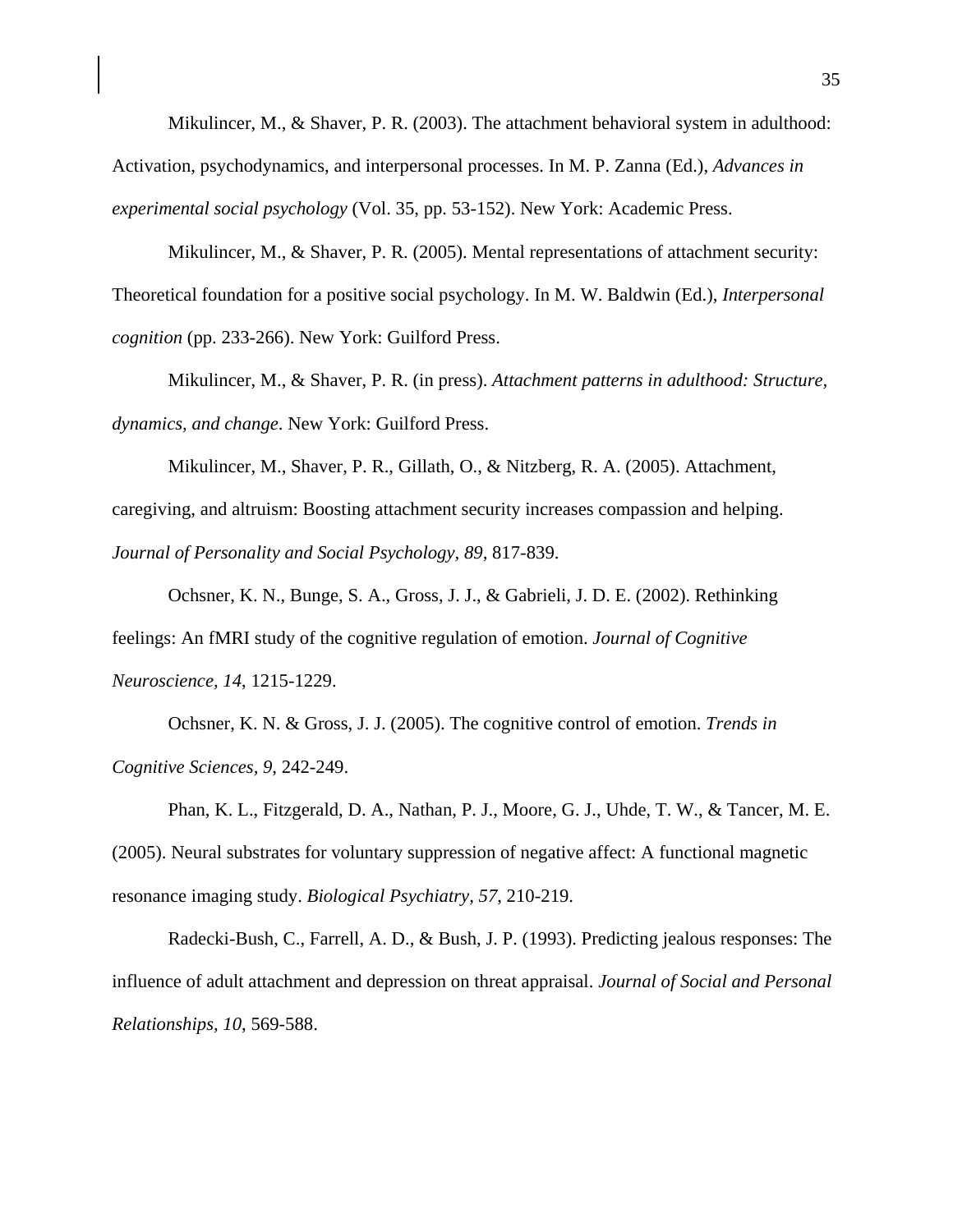Mikulincer, M., & Shaver, P. R. (2003). The attachment behavioral system in adulthood: Activation, psychodynamics, and interpersonal processes. In M. P. Zanna (Ed.), *Advances in experimental social psychology* (Vol. 35, pp. 53-152). New York: Academic Press.

Mikulincer, M., & Shaver, P. R. (2005). Mental representations of attachment security: Theoretical foundation for a positive social psychology. In M. W. Baldwin (Ed.), *Interpersonal cognition* (pp. 233-266). New York: Guilford Press.

Mikulincer, M., & Shaver, P. R. (in press). *Attachment patterns in adulthood: Structure, dynamics, and change*. New York: Guilford Press.

Mikulincer, M., Shaver, P. R., Gillath, O., & Nitzberg, R. A. (2005). Attachment, caregiving, and altruism: Boosting attachment security increases compassion and helping. *Journal of Personality and Social Psychology, 89,* 817-839.

Ochsner, K. N., Bunge, S. A., Gross, J. J., & Gabrieli, J. D. E. (2002). Rethinking feelings: An fMRI study of the cognitive regulation of emotion. *Journal of Cognitive Neuroscience, 14*, 1215-1229.

Ochsner, K. N. & Gross, J. J. (2005). The cognitive control of emotion. *Trends in Cognitive Sciences, 9,* 242-249.

Phan, K. L., Fitzgerald, D. A., Nathan, P. J., Moore, G. J., Uhde, T. W., & Tancer, M. E. (2005). Neural substrates for voluntary suppression of negative affect: A functional magnetic resonance imaging study. *Biological Psychiatry, 57,* 210-219.

Radecki-Bush, C., Farrell, A. D., & Bush, J. P. (1993). Predicting jealous responses: The influence of adult attachment and depression on threat appraisal. *Journal of Social and Personal Relationships, 10*, 569-588.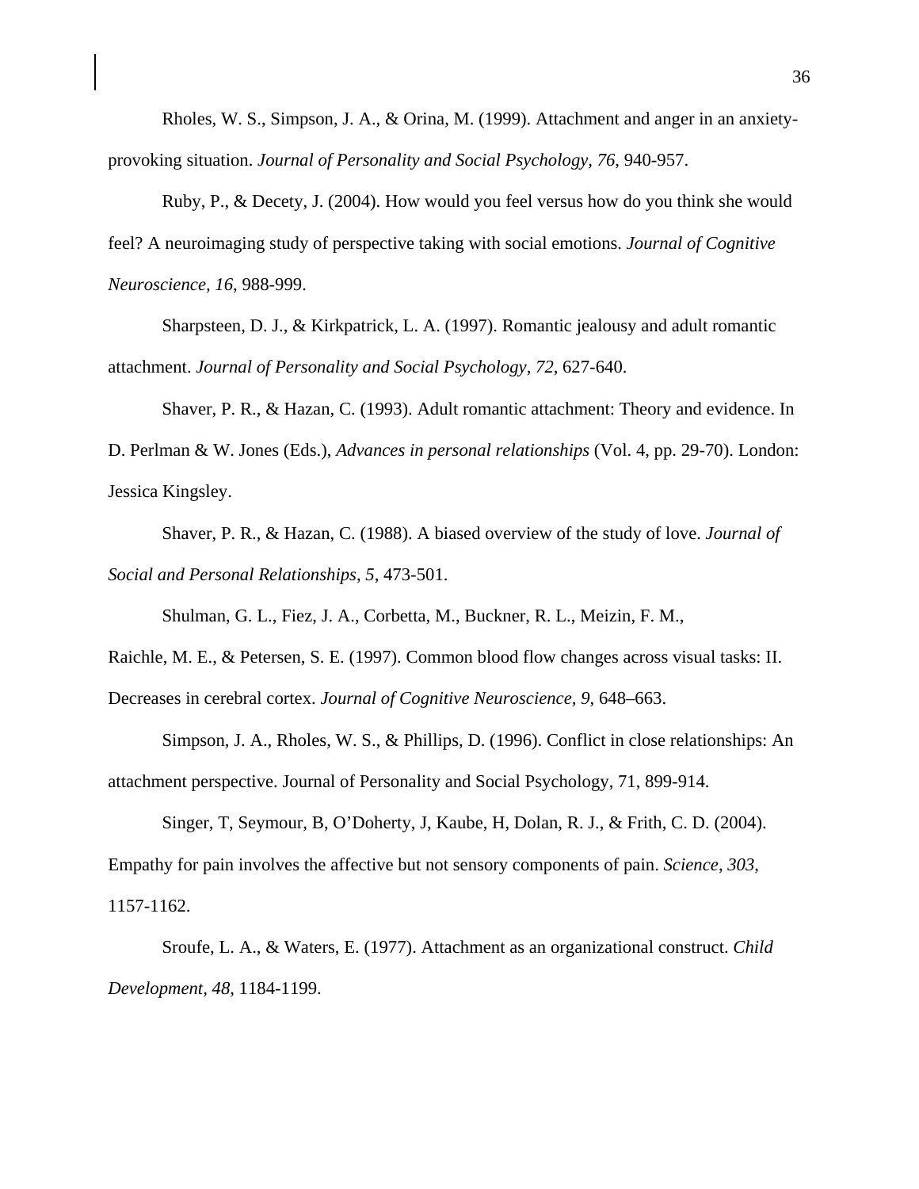Rholes, W. S., Simpson, J. A., & Orina, M. (1999). Attachment and anger in an anxiety-provoking situation. *Journal of Personality and Social Psychology, 76*, 940-957.

Ruby, P., & Decety, J. (2004). How would you feel versus how do you think she would feel? A neuroimaging study of perspective taking with social emotions. *Journal of Cognitive Neuroscience, 16*, 988-999.

Sharpsteen, D. J., & Kirkpatrick, L. A. (1997). Romantic jealousy and adult romantic attachment. *Journal of Personality and Social Psychology, 72*, 627-640.

Shaver, P. R., & Hazan, C. (1993). Adult romantic attachment: Theory and evidence. In D. Perlman & W. Jones (Eds.), *Advances in personal relationships* (Vol. 4, pp. 29-70). London: Jessica Kingsley.

Shaver, P. R., & Hazan, C. (1988). A biased overview of the study of love. *Journal of Social and Personal Relationships*, *5*, 473-501.

Shulman, G. L., Fiez, J. A., Corbetta, M., Buckner, R. L., Meizin, F. M., Raichle, M. E., & Petersen, S. E. (1997). Common blood flow changes across visual tasks: II. Decreases in cerebral cortex. *Journal of Cognitive Neuroscience, 9*, 648–663.

Simpson, J. A., Rholes, W. S., & Phillips, D. (1996). Conflict in close relationships: An attachment perspective. Journal of Personality and Social Psychology, 71, 899-914.

Singer, T, Seymour, B, O'Doherty, J, Kaube, H, Dolan, R. J., & Frith, C. D. (2004). Empathy for pain involves the affective but not sensory components of pain. *Science*, *303*, 1157-1162.

Sroufe, L. A., & Waters, E. (1977). Attachment as an organizational construct. *Child Development, 48*, 1184-1199.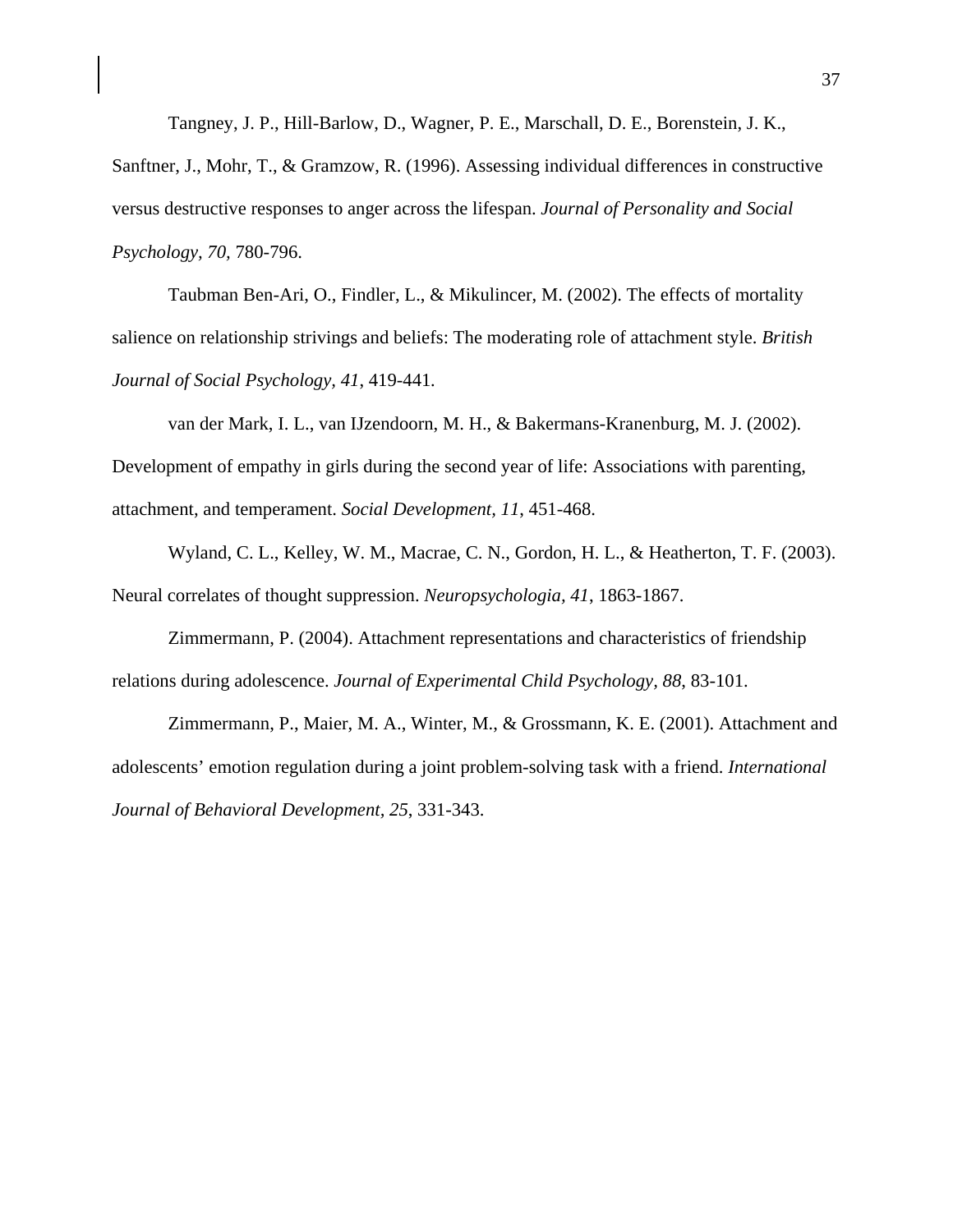Tangney, J. P., Hill-Barlow, D., Wagner, P. E., Marschall, D. E., Borenstein, J. K., Sanftner, J., Mohr, T., & Gramzow, R. (1996). Assessing individual differences in constructive versus destructive responses to anger across the lifespan. *Journal of Personality and Social Psychology, 70,* 780-796.

Taubman Ben-Ari, O., Findler, L., & Mikulincer, M. (2002). The effects of mortality salience on relationship strivings and beliefs: The moderating role of attachment style. *British Journal of Social Psychology, 41*, 419-441.

van der Mark, I. L., van IJzendoorn, M. H., & Bakermans-Kranenburg, M. J. (2002). Development of empathy in girls during the second year of life: Associations with parenting, attachment, and temperament. *Social Development, 11*, 451-468.

Wyland, C. L., Kelley, W. M., Macrae, C. N., Gordon, H. L., & Heatherton, T. F. (2003). Neural correlates of thought suppression. *Neuropsychologia, 41*, 1863-1867.

Zimmermann, P. (2004). Attachment representations and characteristics of friendship relations during adolescence. *Journal of Experimental Child Psychology, 88*, 83-101.

Zimmermann, P., Maier, M. A., Winter, M., & Grossmann, K. E. (2001). Attachment and adolescents' emotion regulation during a joint problem-solving task with a friend. *International Journal of Behavioral Development, 25*, 331-343.